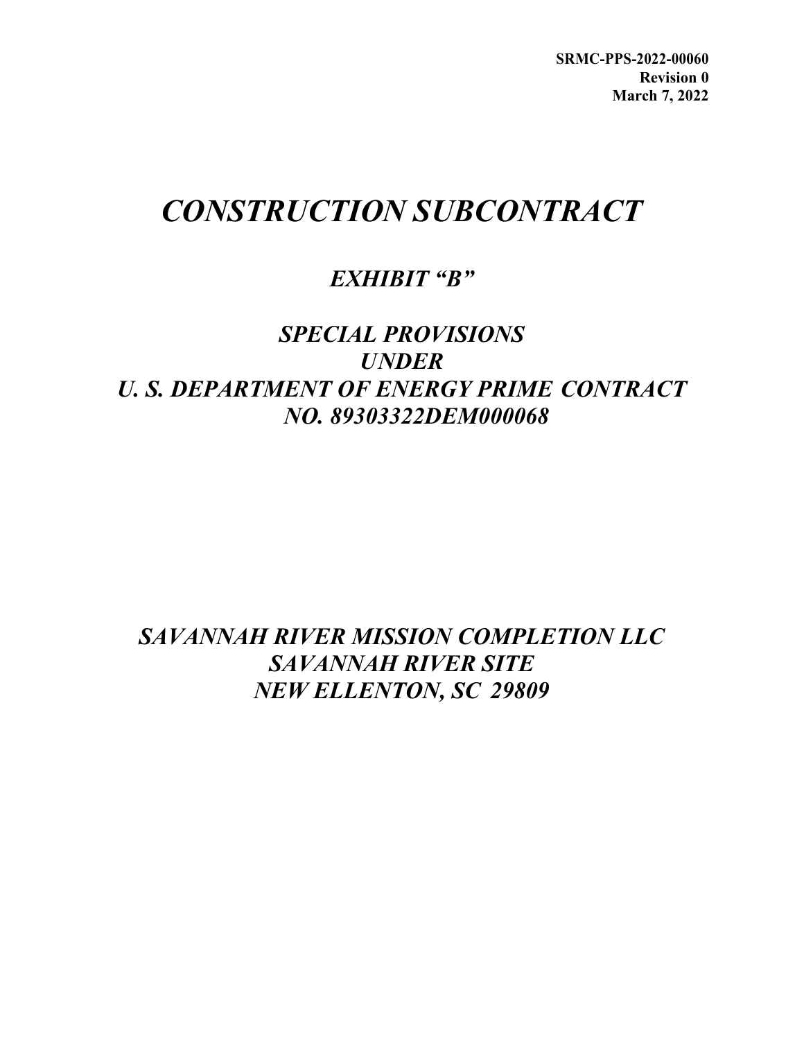**SRMC-PPS-2022-00060**
**Revision 0**
**March 7, 2022**

# *CONSTRUCTION SUBCONTRACT*

## *EXHIBIT "B"*

## *SPECIAL PROVISIONS*
## *UNDER*
## *U. S. DEPARTMENT OF ENERGY PRIME CONTRACT NO. 89303322DEM000068*

## *SAVANNAH RIVER MISSION COMPLETION LLC*
## *SAVANNAH RIVER SITE*
## *NEW ELLENTON, SC 29809*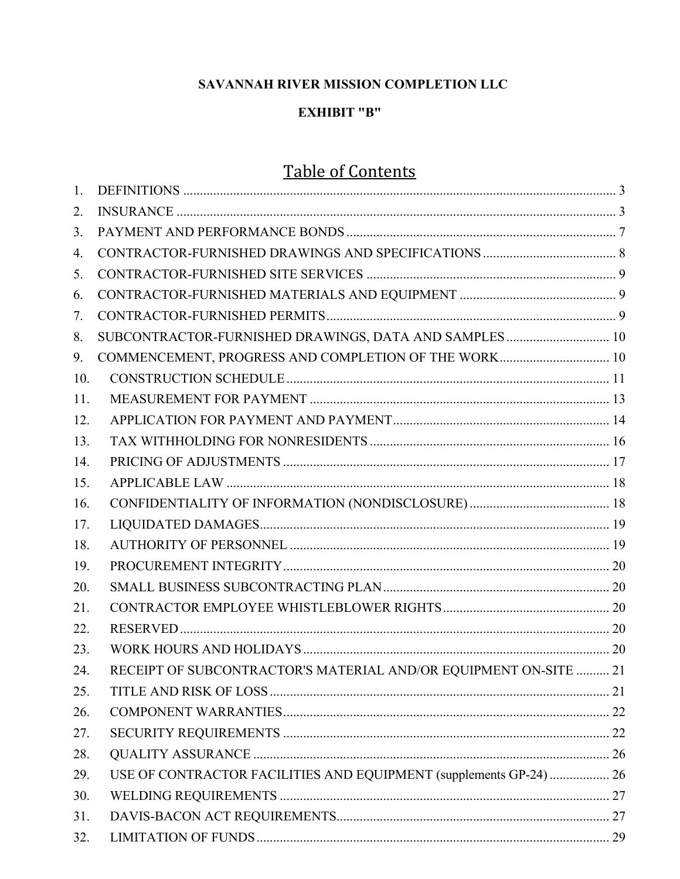**SAVANNAH RIVER MISSION COMPLETION LLC**

**EXHIBIT "B"**

# Table of Contents

1. DEFINITIONS .......... 3
2. INSURANCE .......... 3
3. PAYMENT AND PERFORMANCE BONDS .......... 7
4. CONTRACTOR-FURNISHED DRAWINGS AND SPECIFICATIONS .......... 8
5. CONTRACTOR-FURNISHED SITE SERVICES .......... 9
6. CONTRACTOR-FURNISHED MATERIALS AND EQUIPMENT .......... 9
7. CONTRACTOR-FURNISHED PERMITS .......... 9
8. SUBCONTRACTOR-FURNISHED DRAWINGS, DATA AND SAMPLES .......... 10
9. COMMENCEMENT, PROGRESS AND COMPLETION OF THE WORK .......... 10
10. CONSTRUCTION SCHEDULE .......... 11
11. MEASUREMENT FOR PAYMENT .......... 13
12. APPLICATION FOR PAYMENT AND PAYMENT .......... 14
13. TAX WITHHOLDING FOR NONRESIDENTS .......... 16
14. PRICING OF ADJUSTMENTS .......... 17
15. APPLICABLE LAW .......... 18
16. CONFIDENTIALITY OF INFORMATION (NONDISCLOSURE) .......... 18
17. LIQUIDATED DAMAGES .......... 19
18. AUTHORITY OF PERSONNEL .......... 19
19. PROCUREMENT INTEGRITY .......... 20
20. SMALL BUSINESS SUBCONTRACTING PLAN .......... 20
21. CONTRACTOR EMPLOYEE WHISTLEBLOWER RIGHTS .......... 20
22. RESERVED .......... 20
23. WORK HOURS AND HOLIDAYS .......... 20
24. RECEIPT OF SUBCONTRACTOR'S MATERIAL AND/OR EQUIPMENT ON-SITE .......... 21
25. TITLE AND RISK OF LOSS .......... 21
26. COMPONENT WARRANTIES .......... 22
27. SECURITY REQUIREMENTS .......... 22
28. QUALITY ASSURANCE .......... 26
29. USE OF CONTRACTOR FACILITIES AND EQUIPMENT (supplements GP-24) .......... 26
30. WELDING REQUIREMENTS .......... 27
31. DAVIS-BACON ACT REQUIREMENTS .......... 27
32. LIMITATION OF FUNDS .......... 29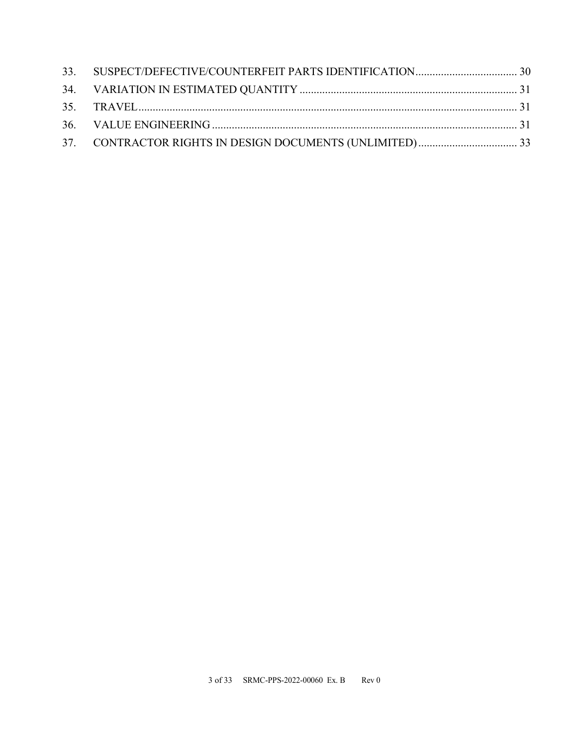33. SUSPECT/DEFECTIVE/COUNTERFEIT PARTS IDENTIFICATION .................................... 30
34. VARIATION IN ESTIMATED QUANTITY ............................................................................ 31
35. TRAVEL ...................................................................................................................................... 31
36. VALUE ENGINEERING ........................................................................................................... 31
37. CONTRACTOR RIGHTS IN DESIGN DOCUMENTS (UNLIMITED) ................................... 33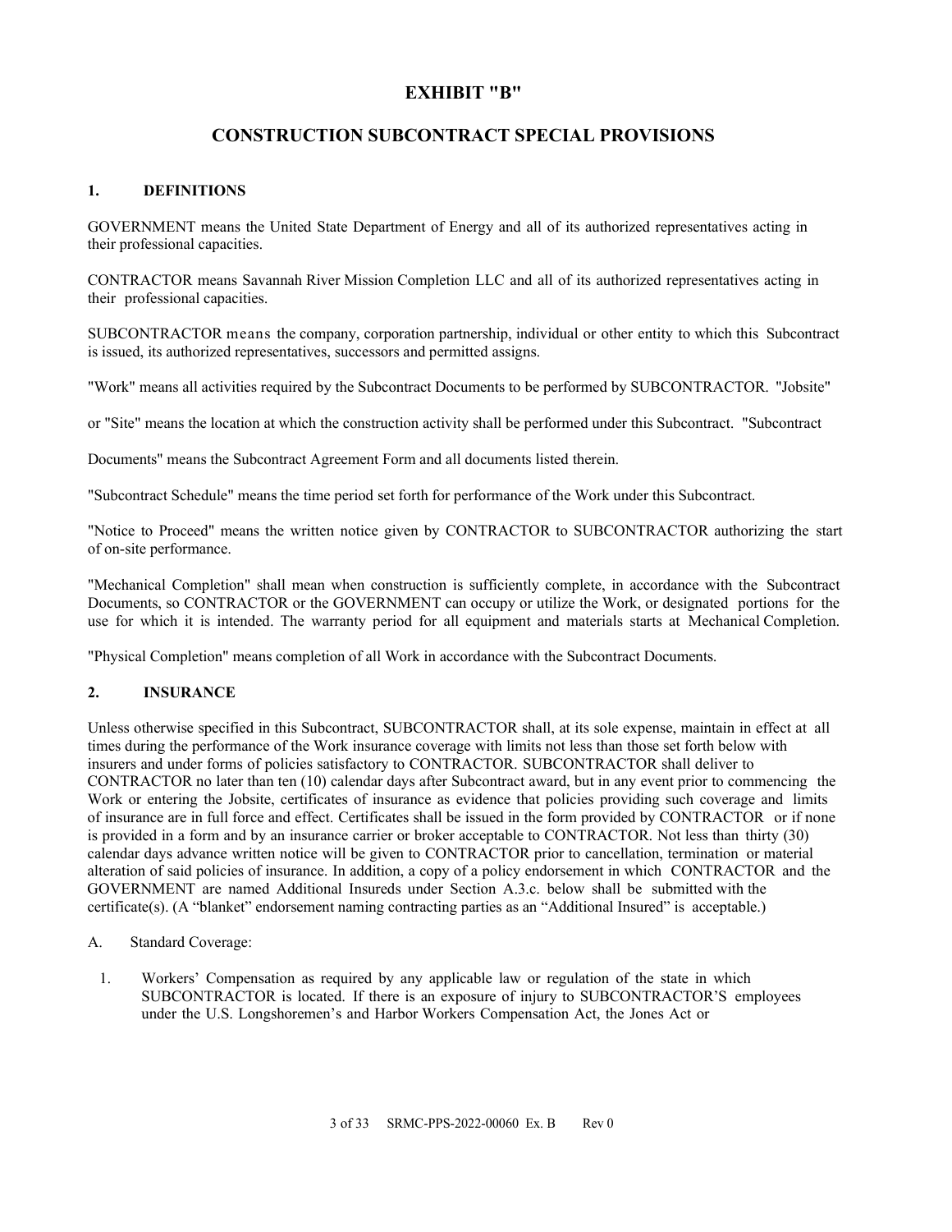# EXHIBIT "B"

## CONSTRUCTION SUBCONTRACT SPECIAL PROVISIONS

### 1. DEFINITIONS

GOVERNMENT means the United State Department of Energy and all of its authorized representatives acting in their professional capacities.

CONTRACTOR means Savannah River Mission Completion LLC and all of its authorized representatives acting in their professional capacities.

SUBCONTRACTOR means the company, corporation partnership, individual or other entity to which this Subcontract is issued, its authorized representatives, successors and permitted assigns.

"Work" means all activities required by the Subcontract Documents to be performed by SUBCONTRACTOR. "Jobsite" or "Site" means the location at which the construction activity shall be performed under this Subcontract. "Subcontract Documents" means the Subcontract Agreement Form and all documents listed therein.

"Subcontract Schedule" means the time period set forth for performance of the Work under this Subcontract.

"Notice to Proceed" means the written notice given by CONTRACTOR to SUBCONTRACTOR authorizing the start of on-site performance.

"Mechanical Completion" shall mean when construction is sufficiently complete, in accordance with the Subcontract Documents, so CONTRACTOR or the GOVERNMENT can occupy or utilize the Work, or designated portions for the use for which it is intended. The warranty period for all equipment and materials starts at Mechanical Completion.

"Physical Completion" means completion of all Work in accordance with the Subcontract Documents.

### 2. INSURANCE

Unless otherwise specified in this Subcontract, SUBCONTRACTOR shall, at its sole expense, maintain in effect at all times during the performance of the Work insurance coverage with limits not less than those set forth below with insurers and under forms of policies satisfactory to CONTRACTOR. SUBCONTRACTOR shall deliver to CONTRACTOR no later than ten (10) calendar days after Subcontract award, but in any event prior to commencing the Work or entering the Jobsite, certificates of insurance as evidence that policies providing such coverage and limits of insurance are in full force and effect. Certificates shall be issued in the form provided by CONTRACTOR or if none is provided in a form and by an insurance carrier or broker acceptable to CONTRACTOR. Not less than thirty (30) calendar days advance written notice will be given to CONTRACTOR prior to cancellation, termination or material alteration of said policies of insurance. In addition, a copy of a policy endorsement in which CONTRACTOR and the GOVERNMENT are named Additional Insureds under Section A.3.c. below shall be submitted with the certificate(s). (A "blanket" endorsement naming contracting parties as an "Additional Insured" is acceptable.)

A. Standard Coverage:

1. Workers' Compensation as required by any applicable law or regulation of the state in which SUBCONTRACTOR is located. If there is an exposure of injury to SUBCONTRACTOR'S employees under the U.S. Longshoremen's and Harbor Workers Compensation Act, the Jones Act or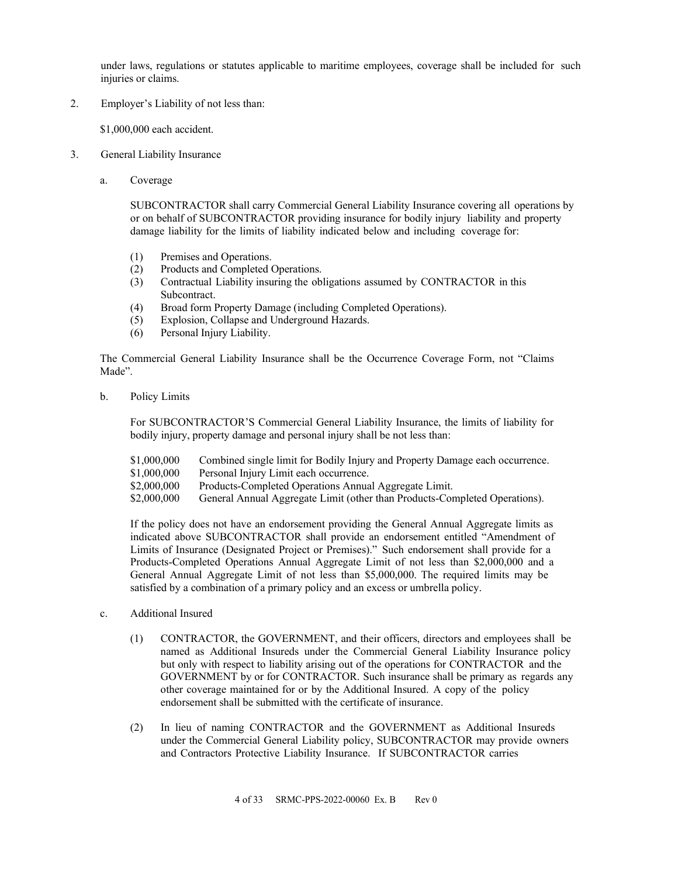under laws, regulations or statutes applicable to maritime employees, coverage shall be included for such injuries or claims.

2. Employer's Liability of not less than:

   $1,000,000 each accident.

3. General Liability Insurance

   a. Coverage

      SUBCONTRACTOR shall carry Commercial General Liability Insurance covering all operations by or on behalf of SUBCONTRACTOR providing insurance for bodily injury liability and property damage liability for the limits of liability indicated below and including coverage for:

      (1) Premises and Operations.
      (2) Products and Completed Operations.
      (3) Contractual Liability insuring the obligations assumed by CONTRACTOR in this Subcontract.
      (4) Broad form Property Damage (including Completed Operations).
      (5) Explosion, Collapse and Underground Hazards.
      (6) Personal Injury Liability.

      The Commercial General Liability Insurance shall be the Occurrence Coverage Form, not "Claims Made".

   b. Policy Limits

      For SUBCONTRACTOR'S Commercial General Liability Insurance, the limits of liability for bodily injury, property damage and personal injury shall be not less than:

      $1,000,000 Combined single limit for Bodily Injury and Property Damage each occurrence.
      $1,000,000 Personal Injury Limit each occurrence.
      $2,000,000 Products-Completed Operations Annual Aggregate Limit.
      $2,000,000 General Annual Aggregate Limit (other than Products-Completed Operations).

      If the policy does not have an endorsement providing the General Annual Aggregate limits as indicated above SUBCONTRACTOR shall provide an endorsement entitled "Amendment of Limits of Insurance (Designated Project or Premises)." Such endorsement shall provide for a Products-Completed Operations Annual Aggregate Limit of not less than $2,000,000 and a General Annual Aggregate Limit of not less than $5,000,000. The required limits may be satisfied by a combination of a primary policy and an excess or umbrella policy.

   c. Additional Insured

      (1) CONTRACTOR, the GOVERNMENT, and their officers, directors and employees shall be named as Additional Insureds under the Commercial General Liability Insurance policy but only with respect to liability arising out of the operations for CONTRACTOR and the GOVERNMENT by or for CONTRACTOR. Such insurance shall be primary as regards any other coverage maintained for or by the Additional Insured. A copy of the policy endorsement shall be submitted with the certificate of insurance.

      (2) In lieu of naming CONTRACTOR and the GOVERNMENT as Additional Insureds under the Commercial General Liability policy, SUBCONTRACTOR may provide owners and Contractors Protective Liability Insurance. If SUBCONTRACTOR carries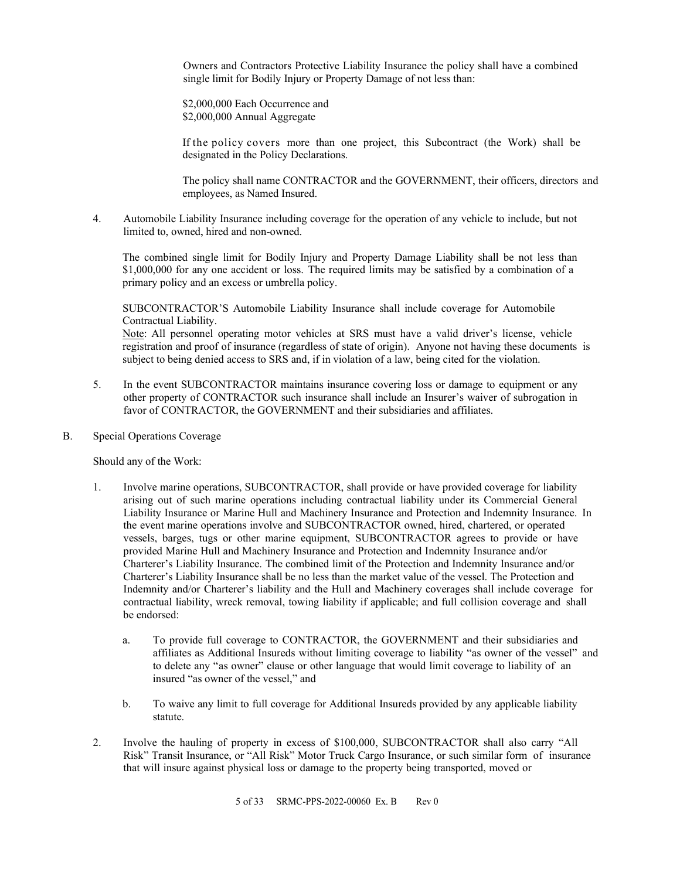Owners and Contractors Protective Liability Insurance the policy shall have a combined single limit for Bodily Injury or Property Damage of not less than:

$2,000,000 Each Occurrence and
$2,000,000 Annual Aggregate

If the policy covers more than one project, this Subcontract (the Work) shall be designated in the Policy Declarations.

The policy shall name CONTRACTOR and the GOVERNMENT, their officers, directors and employees, as Named Insured.

4. Automobile Liability Insurance including coverage for the operation of any vehicle to include, but not limited to, owned, hired and non-owned.

   The combined single limit for Bodily Injury and Property Damage Liability shall be not less than $1,000,000 for any one accident or loss. The required limits may be satisfied by a combination of a primary policy and an excess or umbrella policy.

   SUBCONTRACTOR'S Automobile Liability Insurance shall include coverage for Automobile Contractual Liability.
   Note: All personnel operating motor vehicles at SRS must have a valid driver's license, vehicle registration and proof of insurance (regardless of state of origin). Anyone not having these documents is subject to being denied access to SRS and, if in violation of a law, being cited for the violation.

5. In the event SUBCONTRACTOR maintains insurance covering loss or damage to equipment or any other property of CONTRACTOR such insurance shall include an Insurer's waiver of subrogation in favor of CONTRACTOR, the GOVERNMENT and their subsidiaries and affiliates.

B. Special Operations Coverage

Should any of the Work:

1. Involve marine operations, SUBCONTRACTOR, shall provide or have provided coverage for liability arising out of such marine operations including contractual liability under its Commercial General Liability Insurance or Marine Hull and Machinery Insurance and Protection and Indemnity Insurance. In the event marine operations involve and SUBCONTRACTOR owned, hired, chartered, or operated vessels, barges, tugs or other marine equipment, SUBCONTRACTOR agrees to provide or have provided Marine Hull and Machinery Insurance and Protection and Indemnity Insurance and/or Charterer's Liability Insurance. The combined limit of the Protection and Indemnity Insurance and/or Charterer's Liability Insurance shall be no less than the market value of the vessel. The Protection and Indemnity and/or Charterer's liability and the Hull and Machinery coverages shall include coverage for contractual liability, wreck removal, towing liability if applicable; and full collision coverage and shall be endorsed:

   a. To provide full coverage to CONTRACTOR, the GOVERNMENT and their subsidiaries and affiliates as Additional Insureds without limiting coverage to liability "as owner of the vessel" and to delete any "as owner" clause or other language that would limit coverage to liability of an insured "as owner of the vessel," and

   b. To waive any limit to full coverage for Additional Insureds provided by any applicable liability statute.

2. Involve the hauling of property in excess of $100,000, SUBCONTRACTOR shall also carry "All Risk" Transit Insurance, or "All Risk" Motor Truck Cargo Insurance, or such similar form of insurance that will insure against physical loss or damage to the property being transported, moved or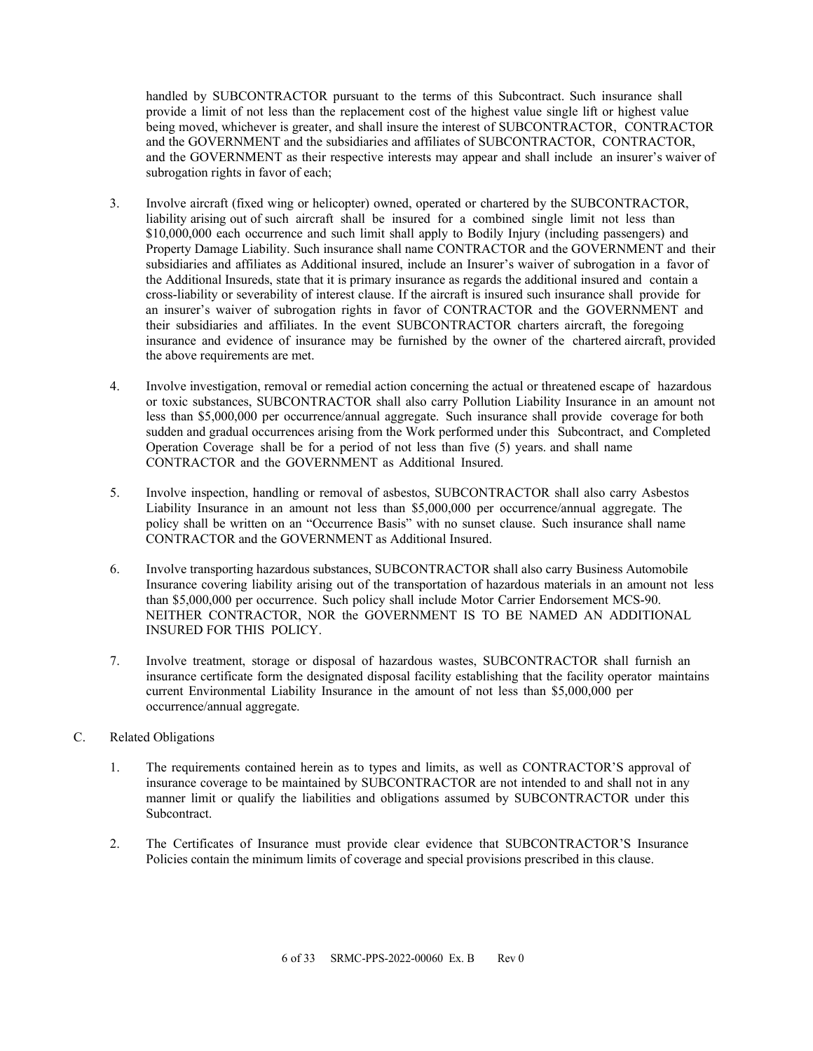handled by SUBCONTRACTOR pursuant to the terms of this Subcontract. Such insurance shall provide a limit of not less than the replacement cost of the highest value single lift or highest value being moved, whichever is greater, and shall insure the interest of SUBCONTRACTOR, CONTRACTOR and the GOVERNMENT and the subsidiaries and affiliates of SUBCONTRACTOR, CONTRACTOR, and the GOVERNMENT as their respective interests may appear and shall include an insurer's waiver of subrogation rights in favor of each;

3. Involve aircraft (fixed wing or helicopter) owned, operated or chartered by the SUBCONTRACTOR, liability arising out of such aircraft shall be insured for a combined single limit not less than $10,000,000 each occurrence and such limit shall apply to Bodily Injury (including passengers) and Property Damage Liability. Such insurance shall name CONTRACTOR and the GOVERNMENT and their subsidiaries and affiliates as Additional insured, include an Insurer's waiver of subrogation in a favor of the Additional Insureds, state that it is primary insurance as regards the additional insured and contain a cross-liability or severability of interest clause. If the aircraft is insured such insurance shall provide for an insurer's waiver of subrogation rights in favor of CONTRACTOR and the GOVERNMENT and their subsidiaries and affiliates. In the event SUBCONTRACTOR charters aircraft, the foregoing insurance and evidence of insurance may be furnished by the owner of the chartered aircraft, provided the above requirements are met.

4. Involve investigation, removal or remedial action concerning the actual or threatened escape of hazardous or toxic substances, SUBCONTRACTOR shall also carry Pollution Liability Insurance in an amount not less than $5,000,000 per occurrence/annual aggregate. Such insurance shall provide coverage for both sudden and gradual occurrences arising from the Work performed under this Subcontract, and Completed Operation Coverage shall be for a period of not less than five (5) years. and shall name CONTRACTOR and the GOVERNMENT as Additional Insured.

5. Involve inspection, handling or removal of asbestos, SUBCONTRACTOR shall also carry Asbestos Liability Insurance in an amount not less than $5,000,000 per occurrence/annual aggregate. The policy shall be written on an "Occurrence Basis" with no sunset clause. Such insurance shall name CONTRACTOR and the GOVERNMENT as Additional Insured.

6. Involve transporting hazardous substances, SUBCONTRACTOR shall also carry Business Automobile Insurance covering liability arising out of the transportation of hazardous materials in an amount not less than $5,000,000 per occurrence. Such policy shall include Motor Carrier Endorsement MCS-90. NEITHER CONTRACTOR, NOR the GOVERNMENT IS TO BE NAMED AN ADDITIONAL INSURED FOR THIS POLICY.

7. Involve treatment, storage or disposal of hazardous wastes, SUBCONTRACTOR shall furnish an insurance certificate form the designated disposal facility establishing that the facility operator maintains current Environmental Liability Insurance in the amount of not less than $5,000,000 per occurrence/annual aggregate.

C. Related Obligations

1. The requirements contained herein as to types and limits, as well as CONTRACTOR'S approval of insurance coverage to be maintained by SUBCONTRACTOR are not intended to and shall not in any manner limit or qualify the liabilities and obligations assumed by SUBCONTRACTOR under this Subcontract.

2. The Certificates of Insurance must provide clear evidence that SUBCONTRACTOR'S Insurance Policies contain the minimum limits of coverage and special provisions prescribed in this clause.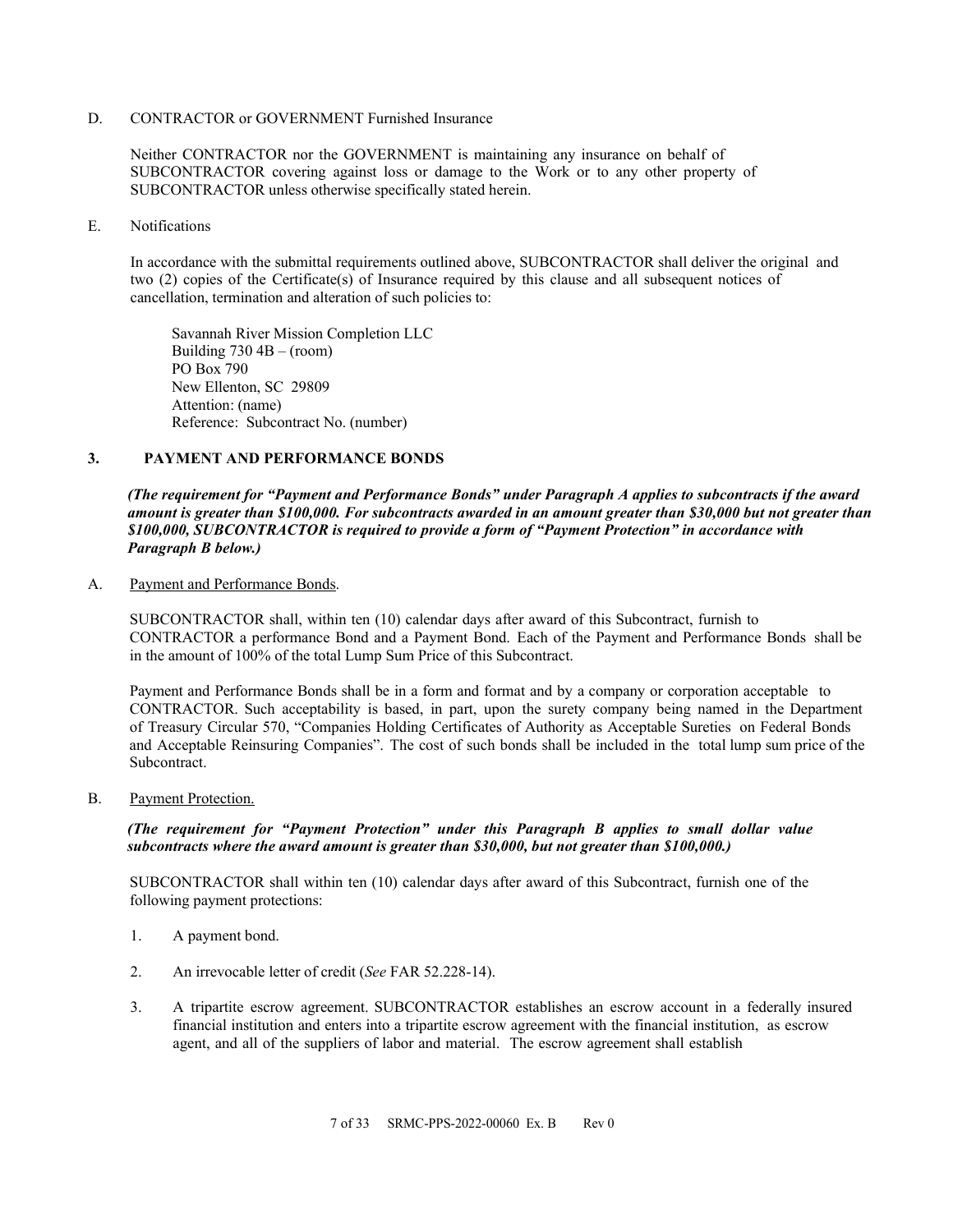D. CONTRACTOR or GOVERNMENT Furnished Insurance

Neither CONTRACTOR nor the GOVERNMENT is maintaining any insurance on behalf of SUBCONTRACTOR covering against loss or damage to the Work or to any other property of SUBCONTRACTOR unless otherwise specifically stated herein.

E. Notifications

In accordance with the submittal requirements outlined above, SUBCONTRACTOR shall deliver the original and two (2) copies of the Certificate(s) of Insurance required by this clause and all subsequent notices of cancellation, termination and alteration of such policies to:

Savannah River Mission Completion LLC
Building 730 4B – (room)
PO Box 790
New Ellenton, SC 29809
Attention: (name)
Reference: Subcontract No. (number)

## 3. PAYMENT AND PERFORMANCE BONDS

***(The requirement for "Payment and Performance Bonds" under Paragraph A applies to subcontracts if the award amount is greater than $100,000. For subcontracts awarded in an amount greater than $30,000 but not greater than $100,000, SUBCONTRACTOR is required to provide a form of "Payment Protection" in accordance with Paragraph B below.)***

A. <u>Payment and Performance Bonds</u>.

SUBCONTRACTOR shall, within ten (10) calendar days after award of this Subcontract, furnish to CONTRACTOR a performance Bond and a Payment Bond. Each of the Payment and Performance Bonds shall be in the amount of 100% of the total Lump Sum Price of this Subcontract.

Payment and Performance Bonds shall be in a form and format and by a company or corporation acceptable to CONTRACTOR. Such acceptability is based, in part, upon the surety company being named in the Department of Treasury Circular 570, "Companies Holding Certificates of Authority as Acceptable Sureties on Federal Bonds and Acceptable Reinsuring Companies". The cost of such bonds shall be included in the total lump sum price of the Subcontract.

B. <u>Payment Protection.</u>

***(The requirement for "Payment Protection" under this Paragraph B applies to small dollar value subcontracts where the award amount is greater than $30,000, but not greater than $100,000.)***

SUBCONTRACTOR shall within ten (10) calendar days after award of this Subcontract, furnish one of the following payment protections:

1. A payment bond.
2. An irrevocable letter of credit (*See* FAR 52.228-14).
3. A tripartite escrow agreement. SUBCONTRACTOR establishes an escrow account in a federally insured financial institution and enters into a tripartite escrow agreement with the financial institution, as escrow agent, and all of the suppliers of labor and material. The escrow agreement shall establish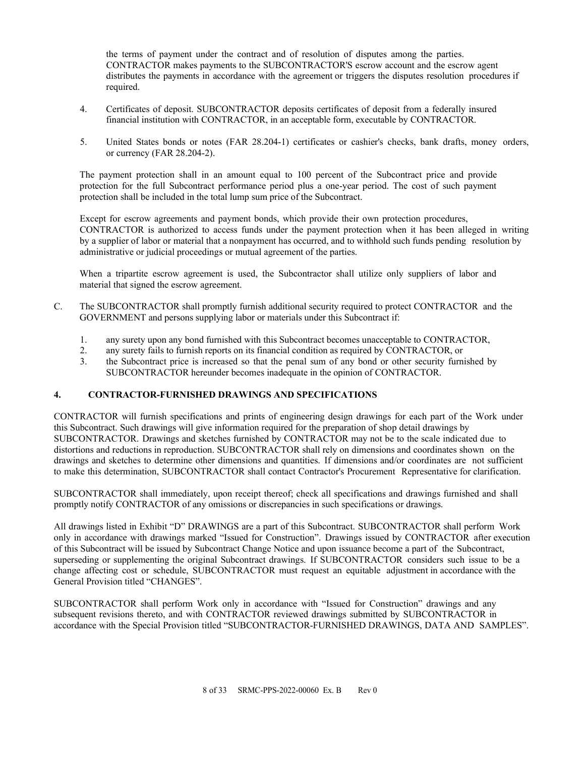the terms of payment under the contract and of resolution of disputes among the parties. CONTRACTOR makes payments to the SUBCONTRACTOR'S escrow account and the escrow agent distributes the payments in accordance with the agreement or triggers the disputes resolution procedures if required.

4. Certificates of deposit. SUBCONTRACTOR deposits certificates of deposit from a federally insured financial institution with CONTRACTOR, in an acceptable form, executable by CONTRACTOR.

5. United States bonds or notes (FAR 28.204-1) certificates or cashier's checks, bank drafts, money orders, or currency (FAR 28.204-2).

The payment protection shall in an amount equal to 100 percent of the Subcontract price and provide protection for the full Subcontract performance period plus a one-year period. The cost of such payment protection shall be included in the total lump sum price of the Subcontract.

Except for escrow agreements and payment bonds, which provide their own protection procedures, CONTRACTOR is authorized to access funds under the payment protection when it has been alleged in writing by a supplier of labor or material that a nonpayment has occurred, and to withhold such funds pending resolution by administrative or judicial proceedings or mutual agreement of the parties.

When a tripartite escrow agreement is used, the Subcontractor shall utilize only suppliers of labor and material that signed the escrow agreement.

C. The SUBCONTRACTOR shall promptly furnish additional security required to protect CONTRACTOR and the GOVERNMENT and persons supplying labor or materials under this Subcontract if:

1. any surety upon any bond furnished with this Subcontract becomes unacceptable to CONTRACTOR,
2. any surety fails to furnish reports on its financial condition as required by CONTRACTOR, or
3. the Subcontract price is increased so that the penal sum of any bond or other security furnished by SUBCONTRACTOR hereunder becomes inadequate in the opinion of CONTRACTOR.

## 4. CONTRACTOR-FURNISHED DRAWINGS AND SPECIFICATIONS

CONTRACTOR will furnish specifications and prints of engineering design drawings for each part of the Work under this Subcontract. Such drawings will give information required for the preparation of shop detail drawings by SUBCONTRACTOR. Drawings and sketches furnished by CONTRACTOR may not be to the scale indicated due to distortions and reductions in reproduction. SUBCONTRACTOR shall rely on dimensions and coordinates shown on the drawings and sketches to determine other dimensions and quantities. If dimensions and/or coordinates are not sufficient to make this determination, SUBCONTRACTOR shall contact Contractor's Procurement Representative for clarification.

SUBCONTRACTOR shall immediately, upon receipt thereof; check all specifications and drawings furnished and shall promptly notify CONTRACTOR of any omissions or discrepancies in such specifications or drawings.

All drawings listed in Exhibit "D" DRAWINGS are a part of this Subcontract. SUBCONTRACTOR shall perform Work only in accordance with drawings marked "Issued for Construction". Drawings issued by CONTRACTOR after execution of this Subcontract will be issued by Subcontract Change Notice and upon issuance become a part of the Subcontract, superseding or supplementing the original Subcontract drawings. If SUBCONTRACTOR considers such issue to be a change affecting cost or schedule, SUBCONTRACTOR must request an equitable adjustment in accordance with the General Provision titled "CHANGES".

SUBCONTRACTOR shall perform Work only in accordance with "Issued for Construction" drawings and any subsequent revisions thereto, and with CONTRACTOR reviewed drawings submitted by SUBCONTRACTOR in accordance with the Special Provision titled "SUBCONTRACTOR-FURNISHED DRAWINGS, DATA AND SAMPLES".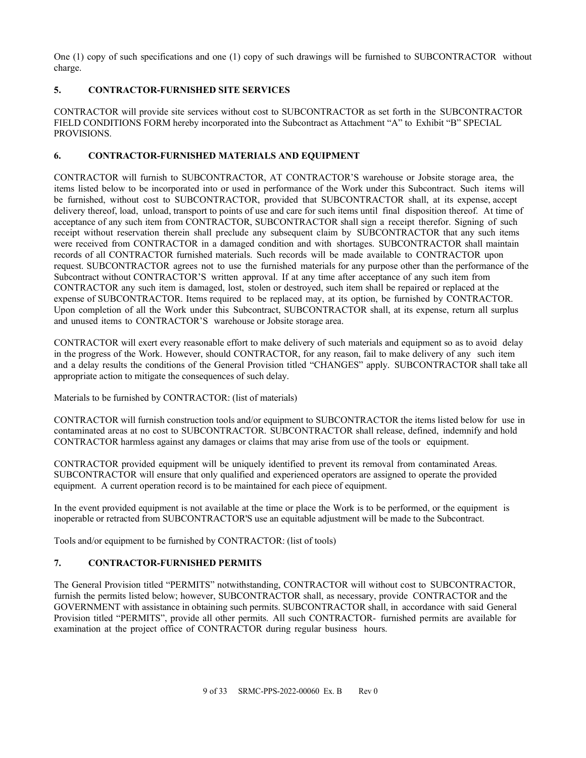One (1) copy of such specifications and one (1) copy of such drawings will be furnished to SUBCONTRACTOR without charge.

## 5. CONTRACTOR-FURNISHED SITE SERVICES

CONTRACTOR will provide site services without cost to SUBCONTRACTOR as set forth in the SUBCONTRACTOR FIELD CONDITIONS FORM hereby incorporated into the Subcontract as Attachment "A" to Exhibit "B" SPECIAL PROVISIONS.

## 6. CONTRACTOR-FURNISHED MATERIALS AND EQUIPMENT

CONTRACTOR will furnish to SUBCONTRACTOR, AT CONTRACTOR'S warehouse or Jobsite storage area, the items listed below to be incorporated into or used in performance of the Work under this Subcontract. Such items will be furnished, without cost to SUBCONTRACTOR, provided that SUBCONTRACTOR shall, at its expense, accept delivery thereof, load, unload, transport to points of use and care for such items until final disposition thereof. At time of acceptance of any such item from CONTRACTOR, SUBCONTRACTOR shall sign a receipt therefor. Signing of such receipt without reservation therein shall preclude any subsequent claim by SUBCONTRACTOR that any such items were received from CONTRACTOR in a damaged condition and with shortages. SUBCONTRACTOR shall maintain records of all CONTRACTOR furnished materials. Such records will be made available to CONTRACTOR upon request. SUBCONTRACTOR agrees not to use the furnished materials for any purpose other than the performance of the Subcontract without CONTRACTOR'S written approval. If at any time after acceptance of any such item from CONTRACTOR any such item is damaged, lost, stolen or destroyed, such item shall be repaired or replaced at the expense of SUBCONTRACTOR. Items required to be replaced may, at its option, be furnished by CONTRACTOR. Upon completion of all the Work under this Subcontract, SUBCONTRACTOR shall, at its expense, return all surplus and unused items to CONTRACTOR'S warehouse or Jobsite storage area.

CONTRACTOR will exert every reasonable effort to make delivery of such materials and equipment so as to avoid delay in the progress of the Work. However, should CONTRACTOR, for any reason, fail to make delivery of any such item and a delay results the conditions of the General Provision titled "CHANGES" apply. SUBCONTRACTOR shall take all appropriate action to mitigate the consequences of such delay.

Materials to be furnished by CONTRACTOR: (list of materials)

CONTRACTOR will furnish construction tools and/or equipment to SUBCONTRACTOR the items listed below for use in contaminated areas at no cost to SUBCONTRACTOR. SUBCONTRACTOR shall release, defined, indemnify and hold CONTRACTOR harmless against any damages or claims that may arise from use of the tools or equipment.

CONTRACTOR provided equipment will be uniquely identified to prevent its removal from contaminated Areas. SUBCONTRACTOR will ensure that only qualified and experienced operators are assigned to operate the provided equipment. A current operation record is to be maintained for each piece of equipment.

In the event provided equipment is not available at the time or place the Work is to be performed, or the equipment is inoperable or retracted from SUBCONTRACTOR'S use an equitable adjustment will be made to the Subcontract.

Tools and/or equipment to be furnished by CONTRACTOR: (list of tools)

## 7. CONTRACTOR-FURNISHED PERMITS

The General Provision titled "PERMITS" notwithstanding, CONTRACTOR will without cost to SUBCONTRACTOR, furnish the permits listed below; however, SUBCONTRACTOR shall, as necessary, provide CONTRACTOR and the GOVERNMENT with assistance in obtaining such permits. SUBCONTRACTOR shall, in accordance with said General Provision titled "PERMITS", provide all other permits. All such CONTRACTOR- furnished permits are available for examination at the project office of CONTRACTOR during regular business hours.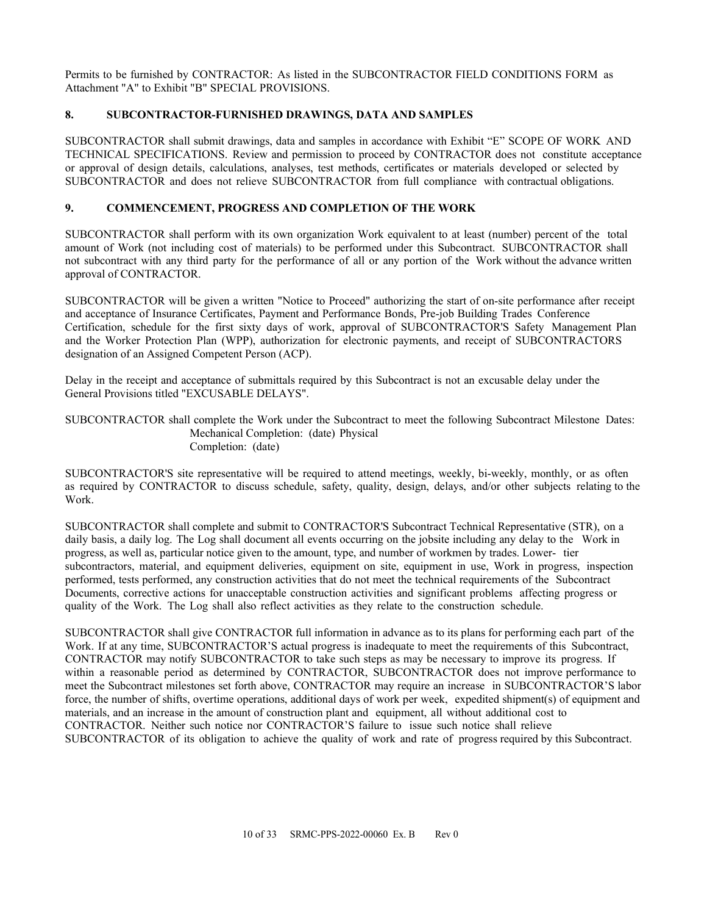Permits to be furnished by CONTRACTOR: As listed in the SUBCONTRACTOR FIELD CONDITIONS FORM as Attachment "A" to Exhibit "B" SPECIAL PROVISIONS.

## 8. SUBCONTRACTOR-FURNISHED DRAWINGS, DATA AND SAMPLES

SUBCONTRACTOR shall submit drawings, data and samples in accordance with Exhibit "E" SCOPE OF WORK AND TECHNICAL SPECIFICATIONS. Review and permission to proceed by CONTRACTOR does not constitute acceptance or approval of design details, calculations, analyses, test methods, certificates or materials developed or selected by SUBCONTRACTOR and does not relieve SUBCONTRACTOR from full compliance with contractual obligations.

## 9. COMMENCEMENT, PROGRESS AND COMPLETION OF THE WORK

SUBCONTRACTOR shall perform with its own organization Work equivalent to at least (number) percent of the total amount of Work (not including cost of materials) to be performed under this Subcontract. SUBCONTRACTOR shall not subcontract with any third party for the performance of all or any portion of the Work without the advance written approval of CONTRACTOR.

SUBCONTRACTOR will be given a written "Notice to Proceed" authorizing the start of on-site performance after receipt and acceptance of Insurance Certificates, Payment and Performance Bonds, Pre-job Building Trades Conference Certification, schedule for the first sixty days of work, approval of SUBCONTRACTOR'S Safety Management Plan and the Worker Protection Plan (WPP), authorization for electronic payments, and receipt of SUBCONTRACTORS designation of an Assigned Competent Person (ACP).

Delay in the receipt and acceptance of submittals required by this Subcontract is not an excusable delay under the General Provisions titled "EXCUSABLE DELAYS".

SUBCONTRACTOR shall complete the Work under the Subcontract to meet the following Subcontract Milestone Dates:

Mechanical Completion: (date) Physical Completion: (date)

SUBCONTRACTOR'S site representative will be required to attend meetings, weekly, bi-weekly, monthly, or as often as required by CONTRACTOR to discuss schedule, safety, quality, design, delays, and/or other subjects relating to the Work.

SUBCONTRACTOR shall complete and submit to CONTRACTOR'S Subcontract Technical Representative (STR), on a daily basis, a daily log. The Log shall document all events occurring on the jobsite including any delay to the Work in progress, as well as, particular notice given to the amount, type, and number of workmen by trades. Lower- tier subcontractors, material, and equipment deliveries, equipment on site, equipment in use, Work in progress, inspection performed, tests performed, any construction activities that do not meet the technical requirements of the Subcontract Documents, corrective actions for unacceptable construction activities and significant problems affecting progress or quality of the Work. The Log shall also reflect activities as they relate to the construction schedule.

SUBCONTRACTOR shall give CONTRACTOR full information in advance as to its plans for performing each part of the Work. If at any time, SUBCONTRACTOR'S actual progress is inadequate to meet the requirements of this Subcontract, CONTRACTOR may notify SUBCONTRACTOR to take such steps as may be necessary to improve its progress. If within a reasonable period as determined by CONTRACTOR, SUBCONTRACTOR does not improve performance to meet the Subcontract milestones set forth above, CONTRACTOR may require an increase in SUBCONTRACTOR'S labor force, the number of shifts, overtime operations, additional days of work per week, expedited shipment(s) of equipment and materials, and an increase in the amount of construction plant and equipment, all without additional cost to CONTRACTOR. Neither such notice nor CONTRACTOR'S failure to issue such notice shall relieve SUBCONTRACTOR of its obligation to achieve the quality of work and rate of progress required by this Subcontract.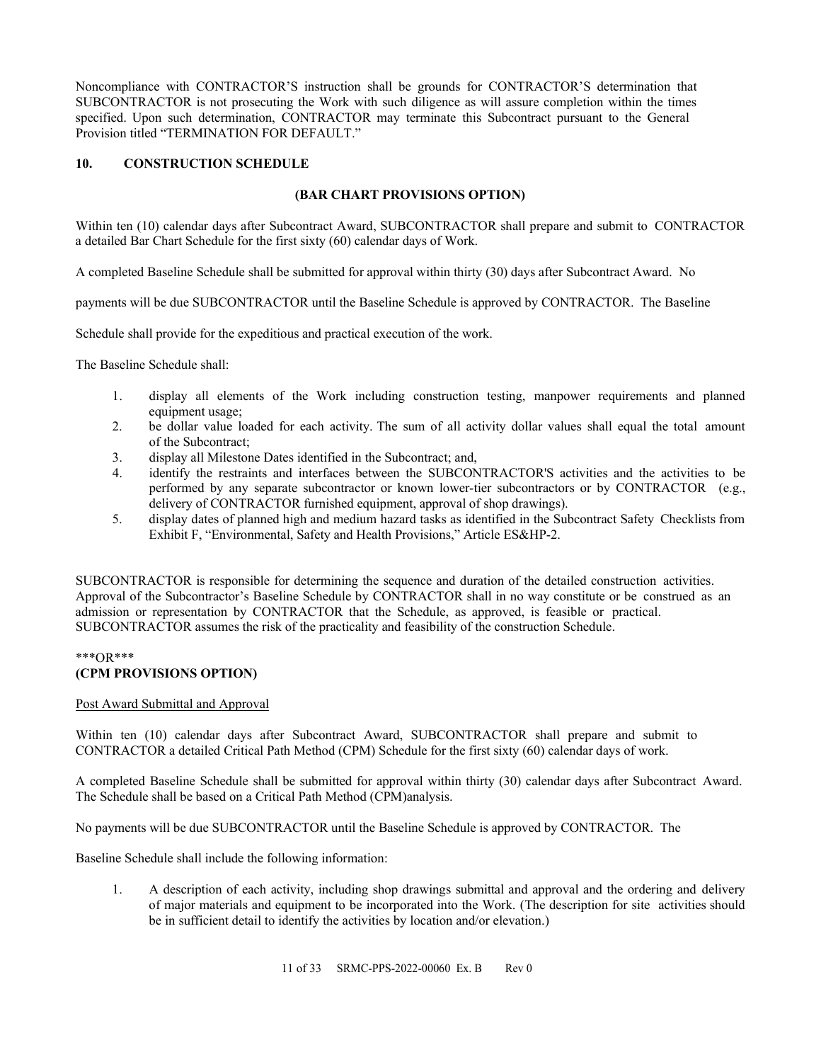Noncompliance with CONTRACTOR'S instruction shall be grounds for CONTRACTOR'S determination that SUBCONTRACTOR is not prosecuting the Work with such diligence as will assure completion within the times specified. Upon such determination, CONTRACTOR may terminate this Subcontract pursuant to the General Provision titled "TERMINATION FOR DEFAULT."

## 10. CONSTRUCTION SCHEDULE

**(BAR CHART PROVISIONS OPTION)**

Within ten (10) calendar days after Subcontract Award, SUBCONTRACTOR shall prepare and submit to CONTRACTOR a detailed Bar Chart Schedule for the first sixty (60) calendar days of Work.

A completed Baseline Schedule shall be submitted for approval within thirty (30) days after Subcontract Award. No payments will be due SUBCONTRACTOR until the Baseline Schedule is approved by CONTRACTOR. The Baseline Schedule shall provide for the expeditious and practical execution of the work.

The Baseline Schedule shall:

1. display all elements of the Work including construction testing, manpower requirements and planned equipment usage;
2. be dollar value loaded for each activity. The sum of all activity dollar values shall equal the total amount of the Subcontract;
3. display all Milestone Dates identified in the Subcontract; and,
4. identify the restraints and interfaces between the SUBCONTRACTOR'S activities and the activities to be performed by any separate subcontractor or known lower-tier subcontractors or by CONTRACTOR (e.g., delivery of CONTRACTOR furnished equipment, approval of shop drawings).
5. display dates of planned high and medium hazard tasks as identified in the Subcontract Safety Checklists from Exhibit F, "Environmental, Safety and Health Provisions," Article ES&HP-2.

SUBCONTRACTOR is responsible for determining the sequence and duration of the detailed construction activities. Approval of the Subcontractor's Baseline Schedule by CONTRACTOR shall in no way constitute or be construed as an admission or representation by CONTRACTOR that the Schedule, as approved, is feasible or practical. SUBCONTRACTOR assumes the risk of the practicality and feasibility of the construction Schedule.

***OR***

**(CPM PROVISIONS OPTION)**

Post Award Submittal and Approval

Within ten (10) calendar days after Subcontract Award, SUBCONTRACTOR shall prepare and submit to CONTRACTOR a detailed Critical Path Method (CPM) Schedule for the first sixty (60) calendar days of work.

A completed Baseline Schedule shall be submitted for approval within thirty (30) calendar days after Subcontract Award. The Schedule shall be based on a Critical Path Method (CPM)analysis.

No payments will be due SUBCONTRACTOR until the Baseline Schedule is approved by CONTRACTOR. The Baseline Schedule shall include the following information:

1. A description of each activity, including shop drawings submittal and approval and the ordering and delivery of major materials and equipment to be incorporated into the Work. (The description for site activities should be in sufficient detail to identify the activities by location and/or elevation.)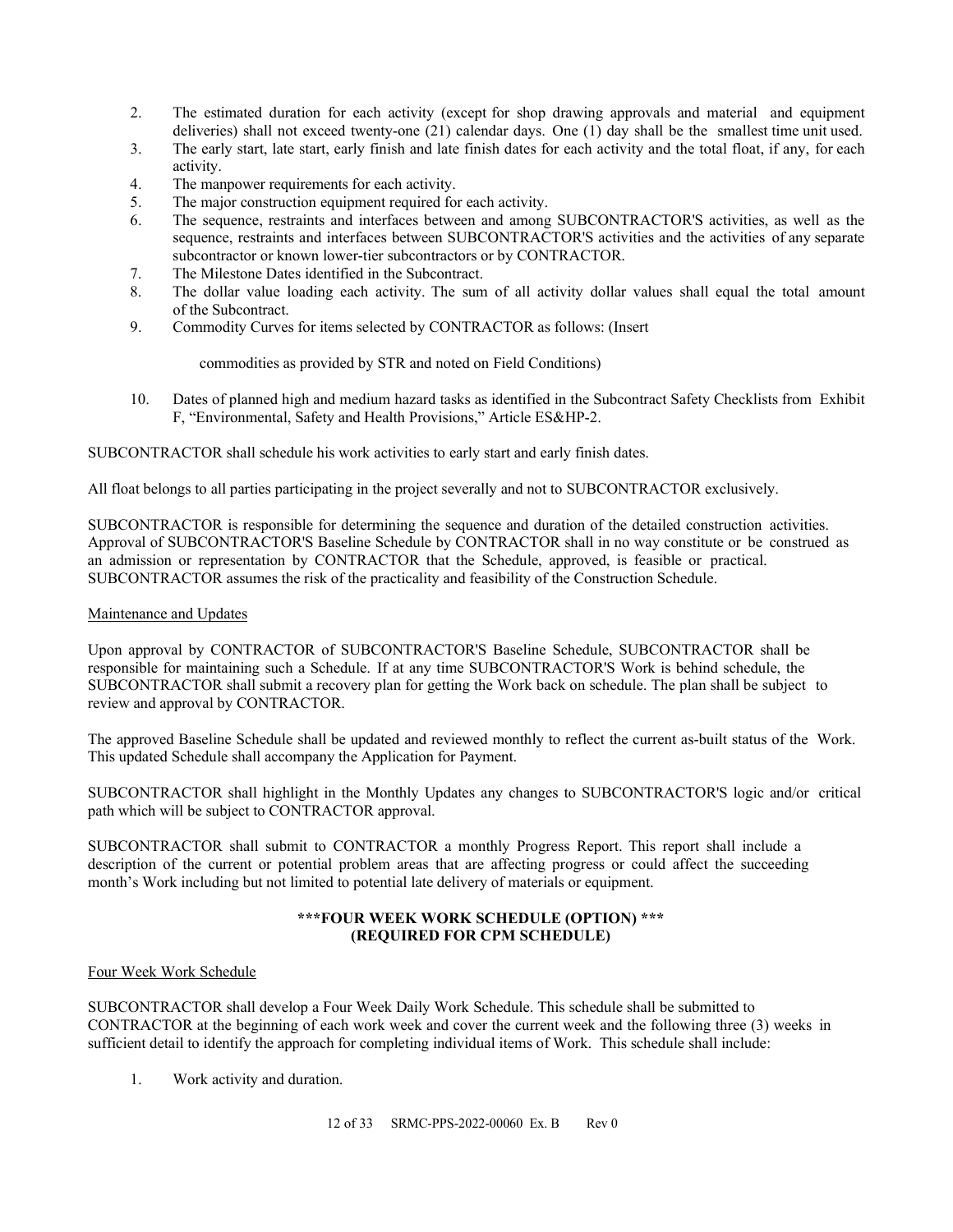2. The estimated duration for each activity (except for shop drawing approvals and material and equipment deliveries) shall not exceed twenty-one (21) calendar days. One (1) day shall be the smallest time unit used.
3. The early start, late start, early finish and late finish dates for each activity and the total float, if any, for each activity.
4. The manpower requirements for each activity.
5. The major construction equipment required for each activity.
6. The sequence, restraints and interfaces between and among SUBCONTRACTOR'S activities, as well as the sequence, restraints and interfaces between SUBCONTRACTOR'S activities and the activities of any separate subcontractor or known lower-tier subcontractors or by CONTRACTOR.
7. The Milestone Dates identified in the Subcontract.
8. The dollar value loading each activity. The sum of all activity dollar values shall equal the total amount of the Subcontract.
9. Commodity Curves for items selected by CONTRACTOR as follows: (Insert

   commodities as provided by STR and noted on Field Conditions)

10. Dates of planned high and medium hazard tasks as identified in the Subcontract Safety Checklists from Exhibit F, "Environmental, Safety and Health Provisions," Article ES&HP-2.

SUBCONTRACTOR shall schedule his work activities to early start and early finish dates.

All float belongs to all parties participating in the project severally and not to SUBCONTRACTOR exclusively.

SUBCONTRACTOR is responsible for determining the sequence and duration of the detailed construction activities. Approval of SUBCONTRACTOR'S Baseline Schedule by CONTRACTOR shall in no way constitute or be construed as an admission or representation by CONTRACTOR that the Schedule, approved, is feasible or practical. SUBCONTRACTOR assumes the risk of the practicality and feasibility of the Construction Schedule.

Maintenance and Updates

Upon approval by CONTRACTOR of SUBCONTRACTOR'S Baseline Schedule, SUBCONTRACTOR shall be responsible for maintaining such a Schedule. If at any time SUBCONTRACTOR'S Work is behind schedule, the SUBCONTRACTOR shall submit a recovery plan for getting the Work back on schedule. The plan shall be subject to review and approval by CONTRACTOR.

The approved Baseline Schedule shall be updated and reviewed monthly to reflect the current as-built status of the Work. This updated Schedule shall accompany the Application for Payment.

SUBCONTRACTOR shall highlight in the Monthly Updates any changes to SUBCONTRACTOR'S logic and/or critical path which will be subject to CONTRACTOR approval.

SUBCONTRACTOR shall submit to CONTRACTOR a monthly Progress Report. This report shall include a description of the current or potential problem areas that are affecting progress or could affect the succeeding month's Work including but not limited to potential late delivery of materials or equipment.

**\*\*\*FOUR WEEK WORK SCHEDULE (OPTION) \*\*\***
**(REQUIRED FOR CPM SCHEDULE)**

Four Week Work Schedule

SUBCONTRACTOR shall develop a Four Week Daily Work Schedule. This schedule shall be submitted to CONTRACTOR at the beginning of each work week and cover the current week and the following three (3) weeks in sufficient detail to identify the approach for completing individual items of Work. This schedule shall include:

1. Work activity and duration.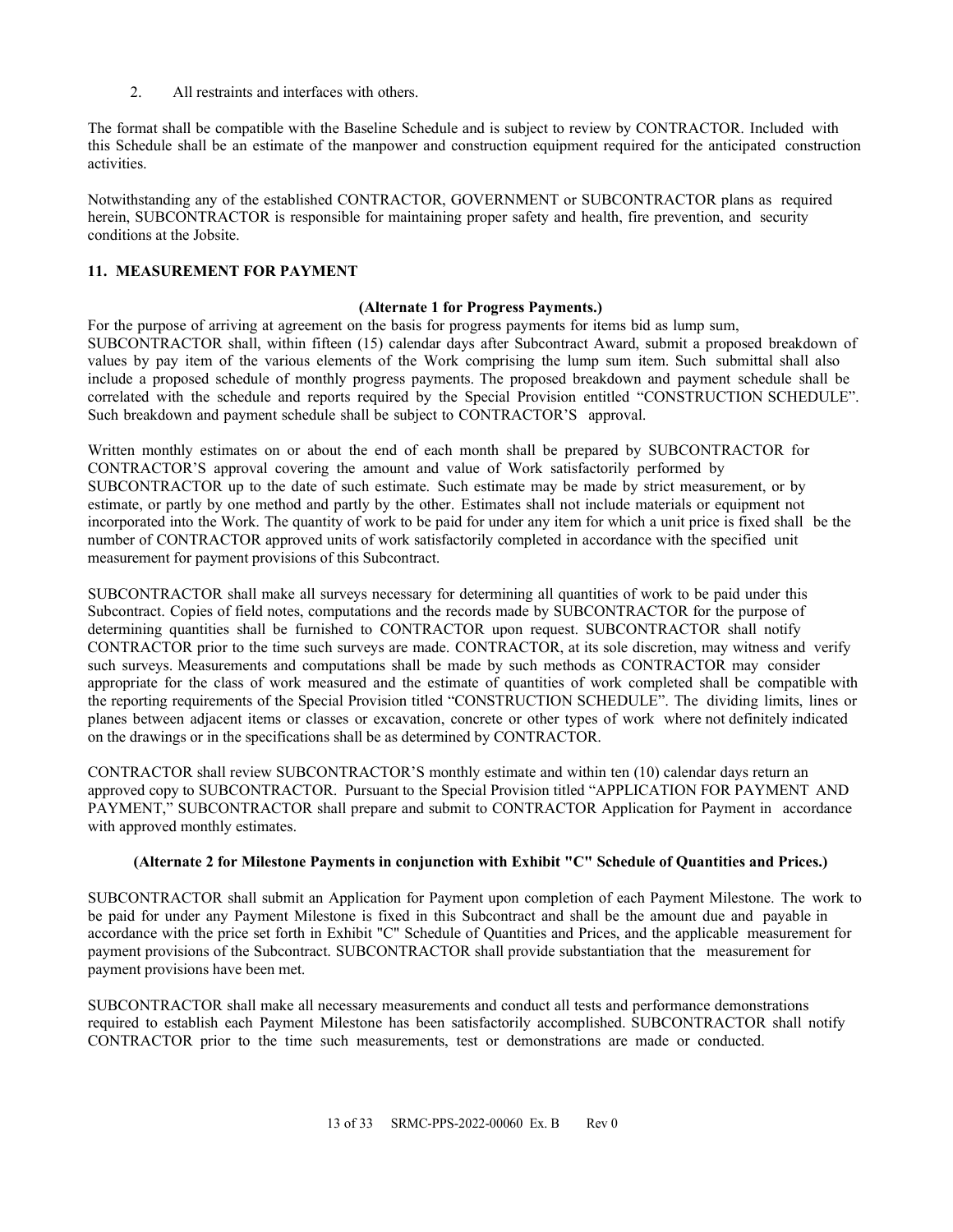2. All restraints and interfaces with others.

The format shall be compatible with the Baseline Schedule and is subject to review by CONTRACTOR. Included with this Schedule shall be an estimate of the manpower and construction equipment required for the anticipated construction activities.

Notwithstanding any of the established CONTRACTOR, GOVERNMENT or SUBCONTRACTOR plans as required herein, SUBCONTRACTOR is responsible for maintaining proper safety and health, fire prevention, and security conditions at the Jobsite.

## 11. MEASUREMENT FOR PAYMENT

**(Alternate 1 for Progress Payments.)**

For the purpose of arriving at agreement on the basis for progress payments for items bid as lump sum, SUBCONTRACTOR shall, within fifteen (15) calendar days after Subcontract Award, submit a proposed breakdown of values by pay item of the various elements of the Work comprising the lump sum item. Such submittal shall also include a proposed schedule of monthly progress payments. The proposed breakdown and payment schedule shall be correlated with the schedule and reports required by the Special Provision entitled "CONSTRUCTION SCHEDULE". Such breakdown and payment schedule shall be subject to CONTRACTOR'S approval.

Written monthly estimates on or about the end of each month shall be prepared by SUBCONTRACTOR for CONTRACTOR'S approval covering the amount and value of Work satisfactorily performed by SUBCONTRACTOR up to the date of such estimate. Such estimate may be made by strict measurement, or by estimate, or partly by one method and partly by the other. Estimates shall not include materials or equipment not incorporated into the Work. The quantity of work to be paid for under any item for which a unit price is fixed shall be the number of CONTRACTOR approved units of work satisfactorily completed in accordance with the specified unit measurement for payment provisions of this Subcontract.

SUBCONTRACTOR shall make all surveys necessary for determining all quantities of work to be paid under this Subcontract. Copies of field notes, computations and the records made by SUBCONTRACTOR for the purpose of determining quantities shall be furnished to CONTRACTOR upon request. SUBCONTRACTOR shall notify CONTRACTOR prior to the time such surveys are made. CONTRACTOR, at its sole discretion, may witness and verify such surveys. Measurements and computations shall be made by such methods as CONTRACTOR may consider appropriate for the class of work measured and the estimate of quantities of work completed shall be compatible with the reporting requirements of the Special Provision titled "CONSTRUCTION SCHEDULE". The dividing limits, lines or planes between adjacent items or classes or excavation, concrete or other types of work where not definitely indicated on the drawings or in the specifications shall be as determined by CONTRACTOR.

CONTRACTOR shall review SUBCONTRACTOR'S monthly estimate and within ten (10) calendar days return an approved copy to SUBCONTRACTOR. Pursuant to the Special Provision titled "APPLICATION FOR PAYMENT AND PAYMENT," SUBCONTRACTOR shall prepare and submit to CONTRACTOR Application for Payment in accordance with approved monthly estimates.

**(Alternate 2 for Milestone Payments in conjunction with Exhibit "C" Schedule of Quantities and Prices.)**

SUBCONTRACTOR shall submit an Application for Payment upon completion of each Payment Milestone. The work to be paid for under any Payment Milestone is fixed in this Subcontract and shall be the amount due and payable in accordance with the price set forth in Exhibit "C" Schedule of Quantities and Prices, and the applicable measurement for payment provisions of the Subcontract. SUBCONTRACTOR shall provide substantiation that the measurement for payment provisions have been met.

SUBCONTRACTOR shall make all necessary measurements and conduct all tests and performance demonstrations required to establish each Payment Milestone has been satisfactorily accomplished. SUBCONTRACTOR shall notify CONTRACTOR prior to the time such measurements, test or demonstrations are made or conducted.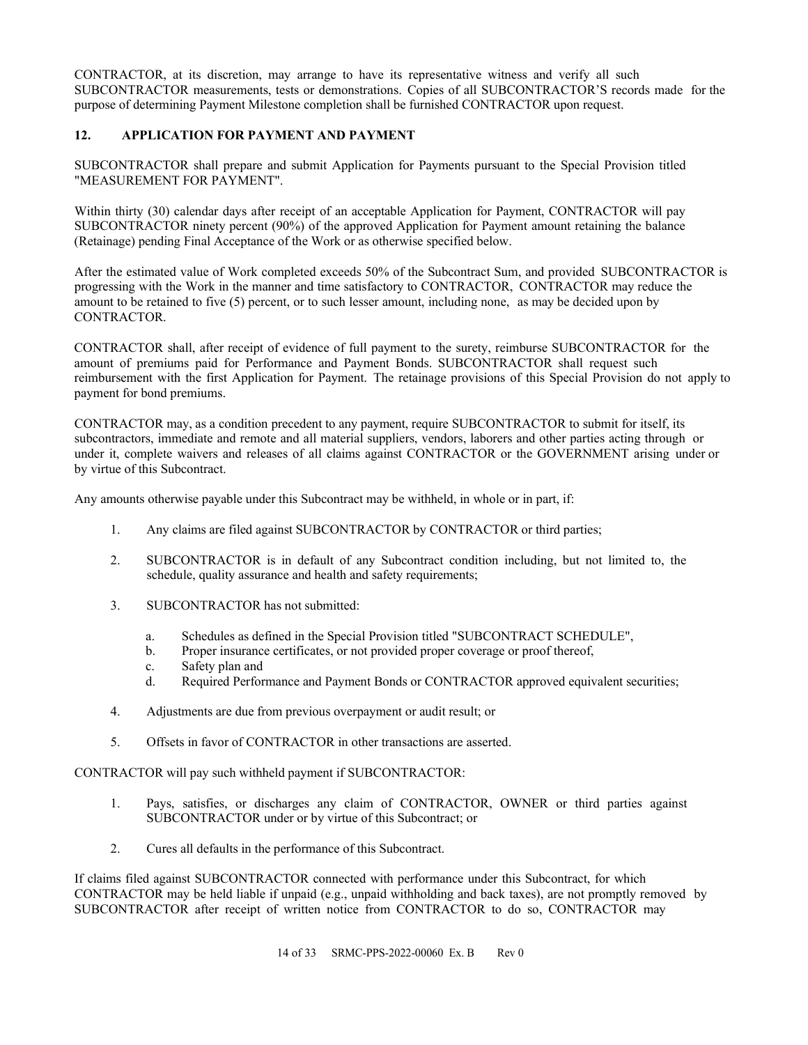CONTRACTOR, at its discretion, may arrange to have its representative witness and verify all such SUBCONTRACTOR measurements, tests or demonstrations. Copies of all SUBCONTRACTOR'S records made for the purpose of determining Payment Milestone completion shall be furnished CONTRACTOR upon request.

## 12. APPLICATION FOR PAYMENT AND PAYMENT

SUBCONTRACTOR shall prepare and submit Application for Payments pursuant to the Special Provision titled "MEASUREMENT FOR PAYMENT".

Within thirty (30) calendar days after receipt of an acceptable Application for Payment, CONTRACTOR will pay SUBCONTRACTOR ninety percent (90%) of the approved Application for Payment amount retaining the balance (Retainage) pending Final Acceptance of the Work or as otherwise specified below.

After the estimated value of Work completed exceeds 50% of the Subcontract Sum, and provided SUBCONTRACTOR is progressing with the Work in the manner and time satisfactory to CONTRACTOR, CONTRACTOR may reduce the amount to be retained to five (5) percent, or to such lesser amount, including none, as may be decided upon by CONTRACTOR.

CONTRACTOR shall, after receipt of evidence of full payment to the surety, reimburse SUBCONTRACTOR for the amount of premiums paid for Performance and Payment Bonds. SUBCONTRACTOR shall request such reimbursement with the first Application for Payment. The retainage provisions of this Special Provision do not apply to payment for bond premiums.

CONTRACTOR may, as a condition precedent to any payment, require SUBCONTRACTOR to submit for itself, its subcontractors, immediate and remote and all material suppliers, vendors, laborers and other parties acting through or under it, complete waivers and releases of all claims against CONTRACTOR or the GOVERNMENT arising under or by virtue of this Subcontract.

Any amounts otherwise payable under this Subcontract may be withheld, in whole or in part, if:

1. Any claims are filed against SUBCONTRACTOR by CONTRACTOR or third parties;
2. SUBCONTRACTOR is in default of any Subcontract condition including, but not limited to, the schedule, quality assurance and health and safety requirements;
3. SUBCONTRACTOR has not submitted:
   a. Schedules as defined in the Special Provision titled "SUBCONTRACT SCHEDULE",
   b. Proper insurance certificates, or not provided proper coverage or proof thereof,
   c. Safety plan and
   d. Required Performance and Payment Bonds or CONTRACTOR approved equivalent securities;
4. Adjustments are due from previous overpayment or audit result; or
5. Offsets in favor of CONTRACTOR in other transactions are asserted.

CONTRACTOR will pay such withheld payment if SUBCONTRACTOR:

1. Pays, satisfies, or discharges any claim of CONTRACTOR, OWNER or third parties against SUBCONTRACTOR under or by virtue of this Subcontract; or
2. Cures all defaults in the performance of this Subcontract.

If claims filed against SUBCONTRACTOR connected with performance under this Subcontract, for which CONTRACTOR may be held liable if unpaid (e.g., unpaid withholding and back taxes), are not promptly removed by SUBCONTRACTOR after receipt of written notice from CONTRACTOR to do so, CONTRACTOR may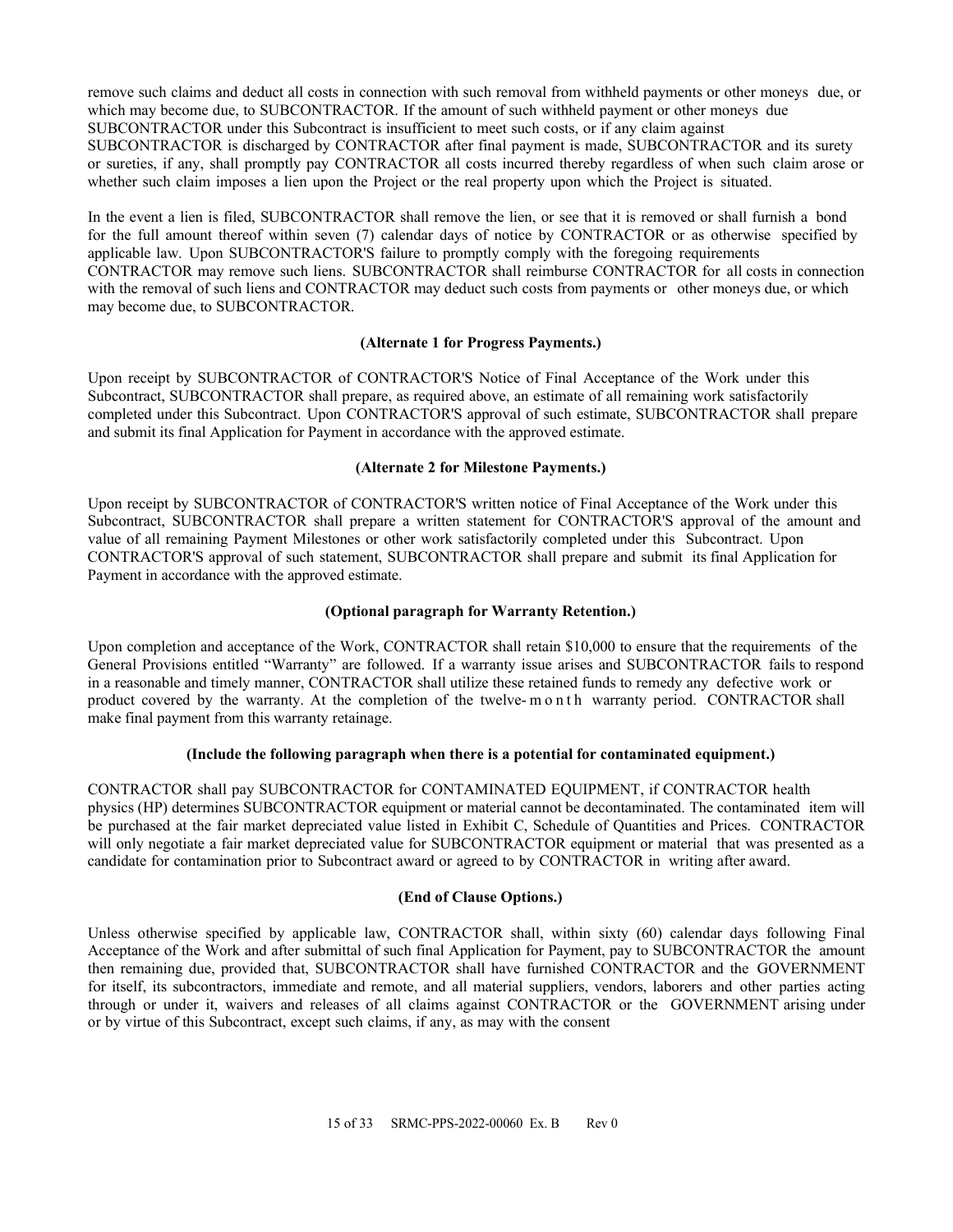remove such claims and deduct all costs in connection with such removal from withheld payments or other moneys due, or which may become due, to SUBCONTRACTOR. If the amount of such withheld payment or other moneys due SUBCONTRACTOR under this Subcontract is insufficient to meet such costs, or if any claim against SUBCONTRACTOR is discharged by CONTRACTOR after final payment is made, SUBCONTRACTOR and its surety or sureties, if any, shall promptly pay CONTRACTOR all costs incurred thereby regardless of when such claim arose or whether such claim imposes a lien upon the Project or the real property upon which the Project is situated.

In the event a lien is filed, SUBCONTRACTOR shall remove the lien, or see that it is removed or shall furnish a bond for the full amount thereof within seven (7) calendar days of notice by CONTRACTOR or as otherwise specified by applicable law. Upon SUBCONTRACTOR'S failure to promptly comply with the foregoing requirements CONTRACTOR may remove such liens. SUBCONTRACTOR shall reimburse CONTRACTOR for all costs in connection with the removal of such liens and CONTRACTOR may deduct such costs from payments or other moneys due, or which may become due, to SUBCONTRACTOR.

**(Alternate 1 for Progress Payments.)**

Upon receipt by SUBCONTRACTOR of CONTRACTOR'S Notice of Final Acceptance of the Work under this Subcontract, SUBCONTRACTOR shall prepare, as required above, an estimate of all remaining work satisfactorily completed under this Subcontract. Upon CONTRACTOR'S approval of such estimate, SUBCONTRACTOR shall prepare and submit its final Application for Payment in accordance with the approved estimate.

**(Alternate 2 for Milestone Payments.)**

Upon receipt by SUBCONTRACTOR of CONTRACTOR'S written notice of Final Acceptance of the Work under this Subcontract, SUBCONTRACTOR shall prepare a written statement for CONTRACTOR'S approval of the amount and value of all remaining Payment Milestones or other work satisfactorily completed under this Subcontract. Upon CONTRACTOR'S approval of such statement, SUBCONTRACTOR shall prepare and submit its final Application for Payment in accordance with the approved estimate.

**(Optional paragraph for Warranty Retention.)**

Upon completion and acceptance of the Work, CONTRACTOR shall retain $10,000 to ensure that the requirements of the General Provisions entitled "Warranty" are followed. If a warranty issue arises and SUBCONTRACTOR fails to respond in a reasonable and timely manner, CONTRACTOR shall utilize these retained funds to remedy any defective work or product covered by the warranty. At the completion of the twelve-month warranty period. CONTRACTOR shall make final payment from this warranty retainage.

**(Include the following paragraph when there is a potential for contaminated equipment.)**

CONTRACTOR shall pay SUBCONTRACTOR for CONTAMINATED EQUIPMENT, if CONTRACTOR health physics (HP) determines SUBCONTRACTOR equipment or material cannot be decontaminated. The contaminated item will be purchased at the fair market depreciated value listed in Exhibit C, Schedule of Quantities and Prices. CONTRACTOR will only negotiate a fair market depreciated value for SUBCONTRACTOR equipment or material that was presented as a candidate for contamination prior to Subcontract award or agreed to by CONTRACTOR in writing after award.

**(End of Clause Options.)**

Unless otherwise specified by applicable law, CONTRACTOR shall, within sixty (60) calendar days following Final Acceptance of the Work and after submittal of such final Application for Payment, pay to SUBCONTRACTOR the amount then remaining due, provided that, SUBCONTRACTOR shall have furnished CONTRACTOR and the GOVERNMENT for itself, its subcontractors, immediate and remote, and all material suppliers, vendors, laborers and other parties acting through or under it, waivers and releases of all claims against CONTRACTOR or the GOVERNMENT arising under or by virtue of this Subcontract, except such claims, if any, as may with the consent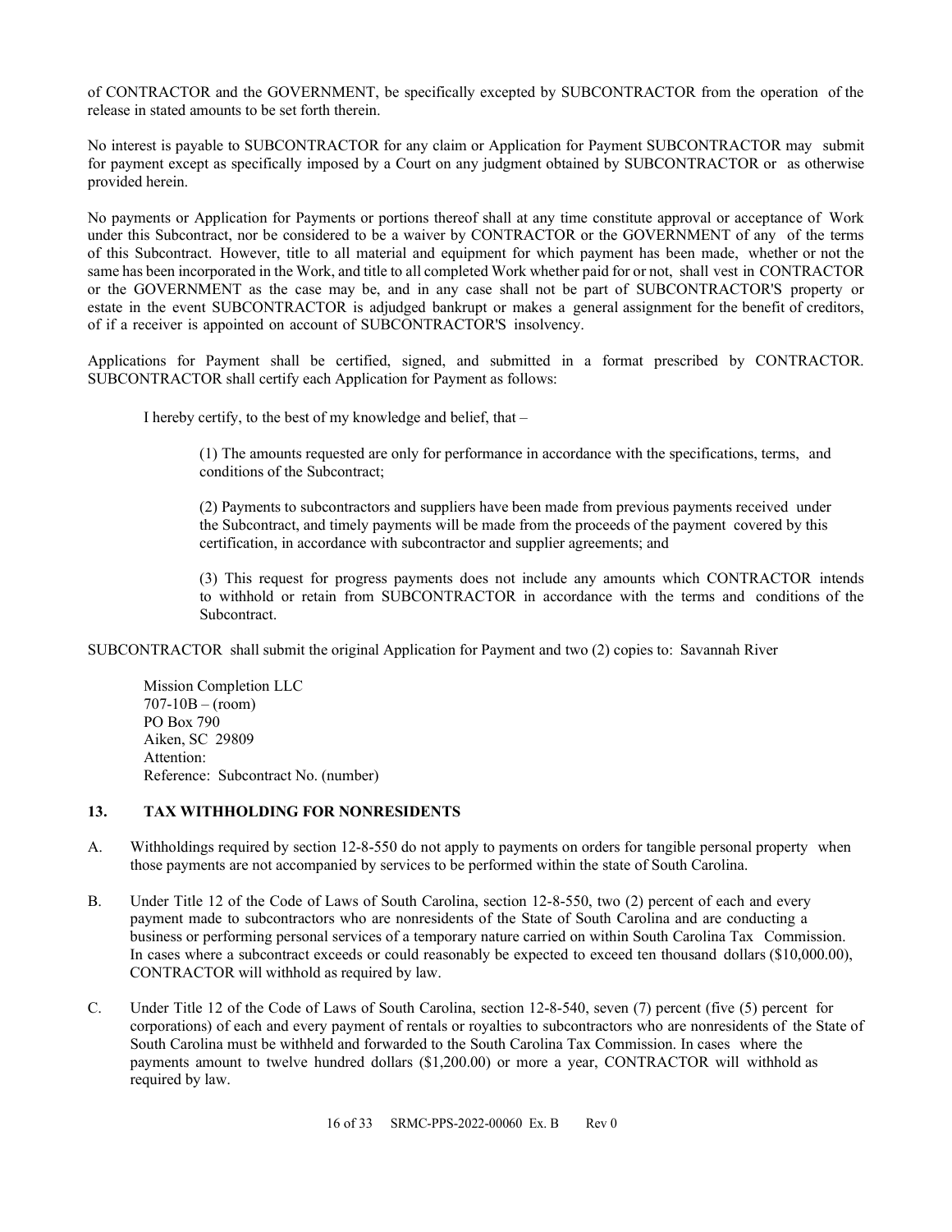of CONTRACTOR and the GOVERNMENT, be specifically excepted by SUBCONTRACTOR from the operation of the release in stated amounts to be set forth therein.

No interest is payable to SUBCONTRACTOR for any claim or Application for Payment SUBCONTRACTOR may submit for payment except as specifically imposed by a Court on any judgment obtained by SUBCONTRACTOR or as otherwise provided herein.

No payments or Application for Payments or portions thereof shall at any time constitute approval or acceptance of Work under this Subcontract, nor be considered to be a waiver by CONTRACTOR or the GOVERNMENT of any of the terms of this Subcontract. However, title to all material and equipment for which payment has been made, whether or not the same has been incorporated in the Work, and title to all completed Work whether paid for or not, shall vest in CONTRACTOR or the GOVERNMENT as the case may be, and in any case shall not be part of SUBCONTRACTOR'S property or estate in the event SUBCONTRACTOR is adjudged bankrupt or makes a general assignment for the benefit of creditors, of if a receiver is appointed on account of SUBCONTRACTOR'S insolvency.

Applications for Payment shall be certified, signed, and submitted in a format prescribed by CONTRACTOR. SUBCONTRACTOR shall certify each Application for Payment as follows:

> I hereby certify, to the best of my knowledge and belief, that –
>
> (1) The amounts requested are only for performance in accordance with the specifications, terms, and conditions of the Subcontract;
>
> (2) Payments to subcontractors and suppliers have been made from previous payments received under the Subcontract, and timely payments will be made from the proceeds of the payment covered by this certification, in accordance with subcontractor and supplier agreements; and
>
> (3) This request for progress payments does not include any amounts which CONTRACTOR intends to withhold or retain from SUBCONTRACTOR in accordance with the terms and conditions of the Subcontract.

SUBCONTRACTOR shall submit the original Application for Payment and two (2) copies to: Savannah River

Mission Completion LLC
707-10B – (room)
PO Box 790
Aiken, SC 29809
Attention:
Reference: Subcontract No. (number)

### 13. TAX WITHHOLDING FOR NONRESIDENTS

A. Withholdings required by section 12-8-550 do not apply to payments on orders for tangible personal property when those payments are not accompanied by services to be performed within the state of South Carolina.

B. Under Title 12 of the Code of Laws of South Carolina, section 12-8-550, two (2) percent of each and every payment made to subcontractors who are nonresidents of the State of South Carolina and are conducting a business or performing personal services of a temporary nature carried on within South Carolina Tax Commission. In cases where a subcontract exceeds or could reasonably be expected to exceed ten thousand dollars ($10,000.00), CONTRACTOR will withhold as required by law.

C. Under Title 12 of the Code of Laws of South Carolina, section 12-8-540, seven (7) percent (five (5) percent for corporations) of each and every payment of rentals or royalties to subcontractors who are nonresidents of the State of South Carolina must be withheld and forwarded to the South Carolina Tax Commission. In cases where the payments amount to twelve hundred dollars ($1,200.00) or more a year, CONTRACTOR will withhold as required by law.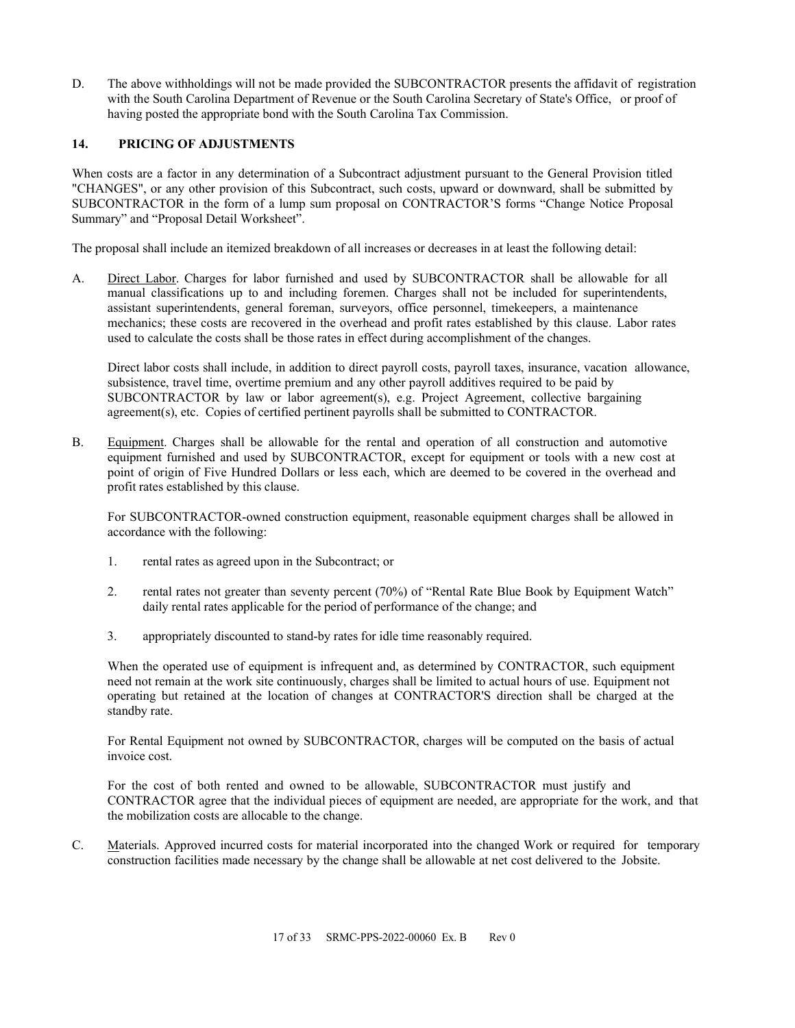D. The above withholdings will not be made provided the SUBCONTRACTOR presents the affidavit of registration with the South Carolina Department of Revenue or the South Carolina Secretary of State's Office, or proof of having posted the appropriate bond with the South Carolina Tax Commission.

## 14. PRICING OF ADJUSTMENTS

When costs are a factor in any determination of a Subcontract adjustment pursuant to the General Provision titled "CHANGES", or any other provision of this Subcontract, such costs, upward or downward, shall be submitted by SUBCONTRACTOR in the form of a lump sum proposal on CONTRACTOR'S forms "Change Notice Proposal Summary" and "Proposal Detail Worksheet".

The proposal shall include an itemized breakdown of all increases or decreases in at least the following detail:

A. Direct Labor. Charges for labor furnished and used by SUBCONTRACTOR shall be allowable for all manual classifications up to and including foremen. Charges shall not be included for superintendents, assistant superintendents, general foreman, surveyors, office personnel, timekeepers, a maintenance mechanics; these costs are recovered in the overhead and profit rates established by this clause. Labor rates used to calculate the costs shall be those rates in effect during accomplishment of the changes.

   Direct labor costs shall include, in addition to direct payroll costs, payroll taxes, insurance, vacation allowance, subsistence, travel time, overtime premium and any other payroll additives required to be paid by SUBCONTRACTOR by law or labor agreement(s), e.g. Project Agreement, collective bargaining agreement(s), etc. Copies of certified pertinent payrolls shall be submitted to CONTRACTOR.

B. Equipment. Charges shall be allowable for the rental and operation of all construction and automotive equipment furnished and used by SUBCONTRACTOR, except for equipment or tools with a new cost at point of origin of Five Hundred Dollars or less each, which are deemed to be covered in the overhead and profit rates established by this clause.

   For SUBCONTRACTOR-owned construction equipment, reasonable equipment charges shall be allowed in accordance with the following:

   1. rental rates as agreed upon in the Subcontract; or

   2. rental rates not greater than seventy percent (70%) of "Rental Rate Blue Book by Equipment Watch" daily rental rates applicable for the period of performance of the change; and

   3. appropriately discounted to stand-by rates for idle time reasonably required.

   When the operated use of equipment is infrequent and, as determined by CONTRACTOR, such equipment need not remain at the work site continuously, charges shall be limited to actual hours of use. Equipment not operating but retained at the location of changes at CONTRACTOR'S direction shall be charged at the standby rate.

   For Rental Equipment not owned by SUBCONTRACTOR, charges will be computed on the basis of actual invoice cost.

   For the cost of both rented and owned to be allowable, SUBCONTRACTOR must justify and CONTRACTOR agree that the individual pieces of equipment are needed, are appropriate for the work, and that the mobilization costs are allocable to the change.

C. Materials. Approved incurred costs for material incorporated into the changed Work or required for temporary construction facilities made necessary by the change shall be allowable at net cost delivered to the Jobsite.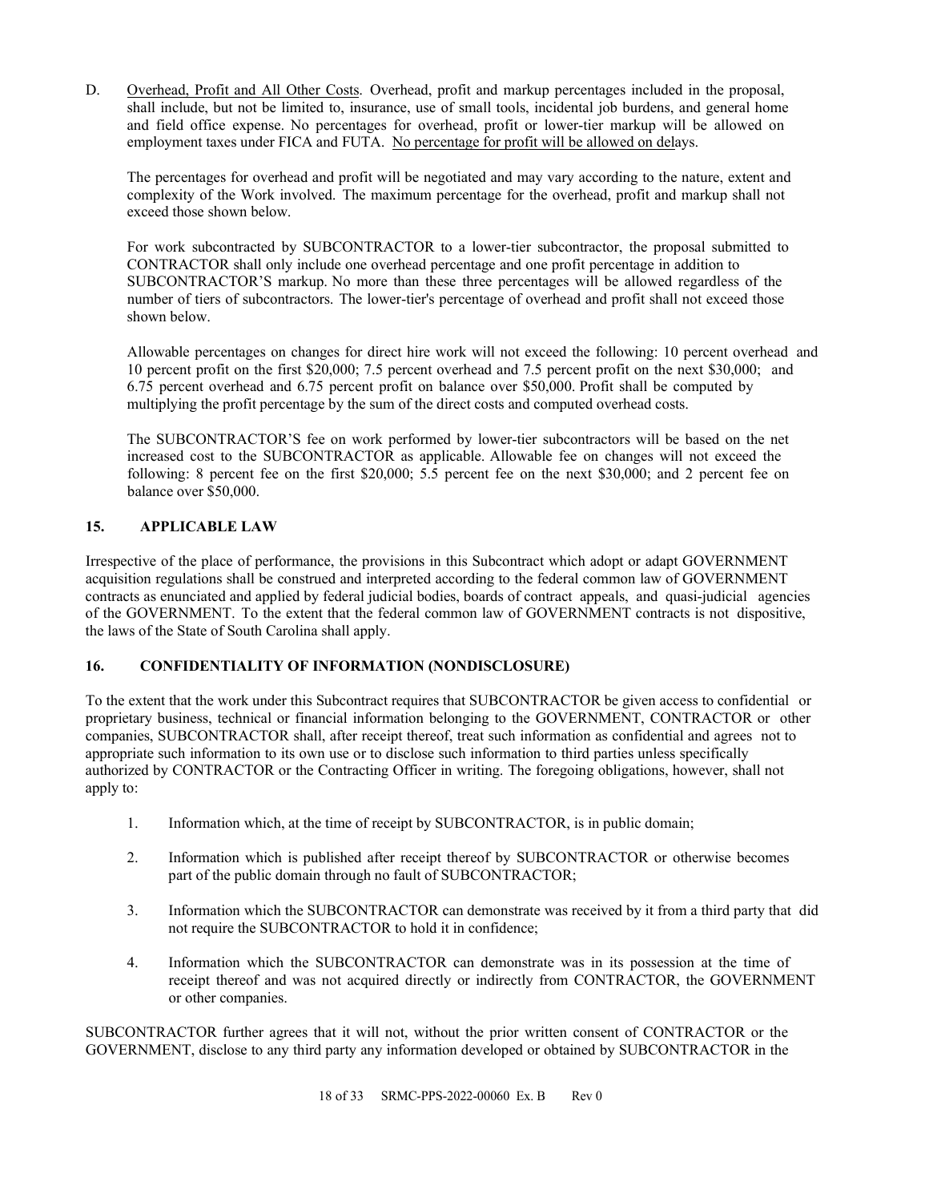D. Overhead, Profit and All Other Costs. Overhead, profit and markup percentages included in the proposal, shall include, but not be limited to, insurance, use of small tools, incidental job burdens, and general home and field office expense. No percentages for overhead, profit or lower-tier markup will be allowed on employment taxes under FICA and FUTA. No percentage for profit will be allowed on delays.

The percentages for overhead and profit will be negotiated and may vary according to the nature, extent and complexity of the Work involved. The maximum percentage for the overhead, profit and markup shall not exceed those shown below.

For work subcontracted by SUBCONTRACTOR to a lower-tier subcontractor, the proposal submitted to CONTRACTOR shall only include one overhead percentage and one profit percentage in addition to SUBCONTRACTOR'S markup. No more than these three percentages will be allowed regardless of the number of tiers of subcontractors. The lower-tier's percentage of overhead and profit shall not exceed those shown below.

Allowable percentages on changes for direct hire work will not exceed the following: 10 percent overhead and 10 percent profit on the first $20,000; 7.5 percent overhead and 7.5 percent profit on the next $30,000; and 6.75 percent overhead and 6.75 percent profit on balance over $50,000. Profit shall be computed by multiplying the profit percentage by the sum of the direct costs and computed overhead costs.

The SUBCONTRACTOR'S fee on work performed by lower-tier subcontractors will be based on the net increased cost to the SUBCONTRACTOR as applicable. Allowable fee on changes will not exceed the following: 8 percent fee on the first $20,000; 5.5 percent fee on the next $30,000; and 2 percent fee on balance over $50,000.

## 15. APPLICABLE LAW

Irrespective of the place of performance, the provisions in this Subcontract which adopt or adapt GOVERNMENT acquisition regulations shall be construed and interpreted according to the federal common law of GOVERNMENT contracts as enunciated and applied by federal judicial bodies, boards of contract appeals, and quasi-judicial agencies of the GOVERNMENT. To the extent that the federal common law of GOVERNMENT contracts is not dispositive, the laws of the State of South Carolina shall apply.

## 16. CONFIDENTIALITY OF INFORMATION (NONDISCLOSURE)

To the extent that the work under this Subcontract requires that SUBCONTRACTOR be given access to confidential or proprietary business, technical or financial information belonging to the GOVERNMENT, CONTRACTOR or other companies, SUBCONTRACTOR shall, after receipt thereof, treat such information as confidential and agrees not to appropriate such information to its own use or to disclose such information to third parties unless specifically authorized by CONTRACTOR or the Contracting Officer in writing. The foregoing obligations, however, shall not apply to:

1. Information which, at the time of receipt by SUBCONTRACTOR, is in public domain;
2. Information which is published after receipt thereof by SUBCONTRACTOR or otherwise becomes part of the public domain through no fault of SUBCONTRACTOR;
3. Information which the SUBCONTRACTOR can demonstrate was received by it from a third party that did not require the SUBCONTRACTOR to hold it in confidence;
4. Information which the SUBCONTRACTOR can demonstrate was in its possession at the time of receipt thereof and was not acquired directly or indirectly from CONTRACTOR, the GOVERNMENT or other companies.

SUBCONTRACTOR further agrees that it will not, without the prior written consent of CONTRACTOR or the GOVERNMENT, disclose to any third party any information developed or obtained by SUBCONTRACTOR in the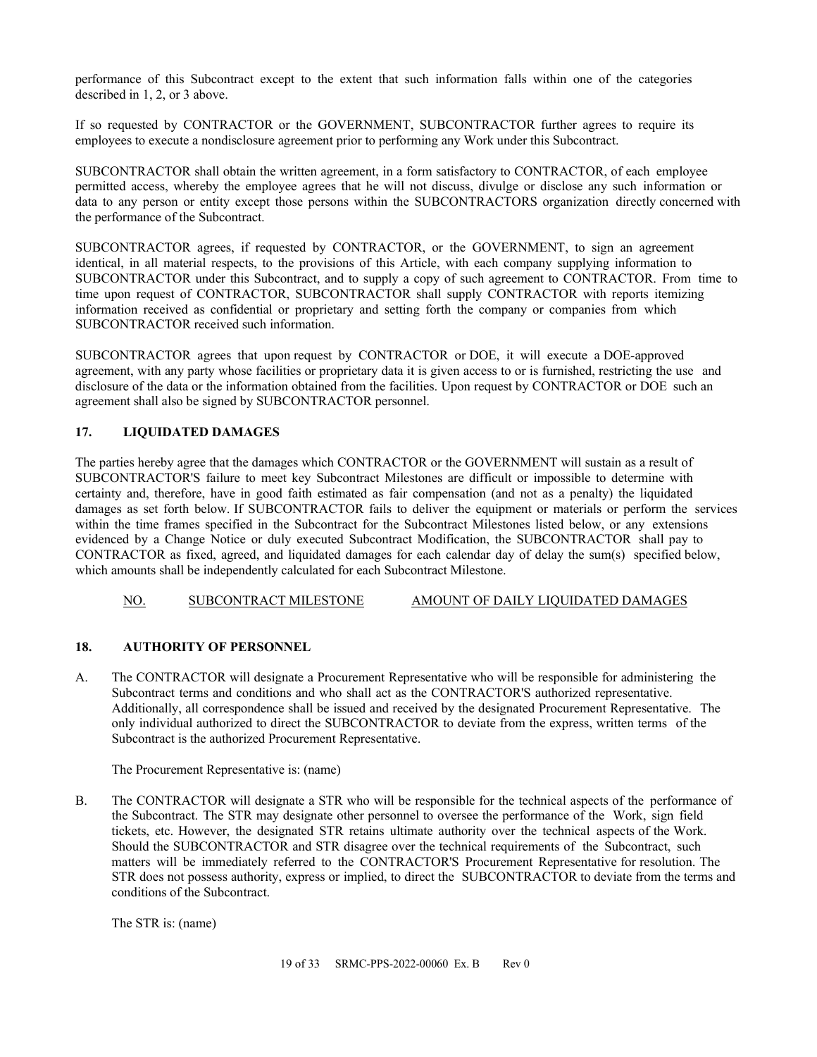performance of this Subcontract except to the extent that such information falls within one of the categories described in 1, 2, or 3 above.

If so requested by CONTRACTOR or the GOVERNMENT, SUBCONTRACTOR further agrees to require its employees to execute a nondisclosure agreement prior to performing any Work under this Subcontract.

SUBCONTRACTOR shall obtain the written agreement, in a form satisfactory to CONTRACTOR, of each employee permitted access, whereby the employee agrees that he will not discuss, divulge or disclose any such information or data to any person or entity except those persons within the SUBCONTRACTORS organization directly concerned with the performance of the Subcontract.

SUBCONTRACTOR agrees, if requested by CONTRACTOR, or the GOVERNMENT, to sign an agreement identical, in all material respects, to the provisions of this Article, with each company supplying information to SUBCONTRACTOR under this Subcontract, and to supply a copy of such agreement to CONTRACTOR. From time to time upon request of CONTRACTOR, SUBCONTRACTOR shall supply CONTRACTOR with reports itemizing information received as confidential or proprietary and setting forth the company or companies from which SUBCONTRACTOR received such information.

SUBCONTRACTOR agrees that upon request by CONTRACTOR or DOE, it will execute a DOE-approved agreement, with any party whose facilities or proprietary data it is given access to or is furnished, restricting the use and disclosure of the data or the information obtained from the facilities. Upon request by CONTRACTOR or DOE such an agreement shall also be signed by SUBCONTRACTOR personnel.

## 17. LIQUIDATED DAMAGES

The parties hereby agree that the damages which CONTRACTOR or the GOVERNMENT will sustain as a result of SUBCONTRACTOR'S failure to meet key Subcontract Milestones are difficult or impossible to determine with certainty and, therefore, have in good faith estimated as fair compensation (and not as a penalty) the liquidated damages as set forth below. If SUBCONTRACTOR fails to deliver the equipment or materials or perform the services within the time frames specified in the Subcontract for the Subcontract Milestones listed below, or any extensions evidenced by a Change Notice or duly executed Subcontract Modification, the SUBCONTRACTOR shall pay to CONTRACTOR as fixed, agreed, and liquidated damages for each calendar day of delay the sum(s) specified below, which amounts shall be independently calculated for each Subcontract Milestone.

| NO. | SUBCONTRACT MILESTONE | AMOUNT OF DAILY LIQUIDATED DAMAGES |
|---|---|---|

## 18. AUTHORITY OF PERSONNEL

A. The CONTRACTOR will designate a Procurement Representative who will be responsible for administering the Subcontract terms and conditions and who shall act as the CONTRACTOR'S authorized representative. Additionally, all correspondence shall be issued and received by the designated Procurement Representative. The only individual authorized to direct the SUBCONTRACTOR to deviate from the express, written terms of the Subcontract is the authorized Procurement Representative.

   The Procurement Representative is: (name)

B. The CONTRACTOR will designate a STR who will be responsible for the technical aspects of the performance of the Subcontract. The STR may designate other personnel to oversee the performance of the Work, sign field tickets, etc. However, the designated STR retains ultimate authority over the technical aspects of the Work. Should the SUBCONTRACTOR and STR disagree over the technical requirements of the Subcontract, such matters will be immediately referred to the CONTRACTOR'S Procurement Representative for resolution. The STR does not possess authority, express or implied, to direct the SUBCONTRACTOR to deviate from the terms and conditions of the Subcontract.

   The STR is: (name)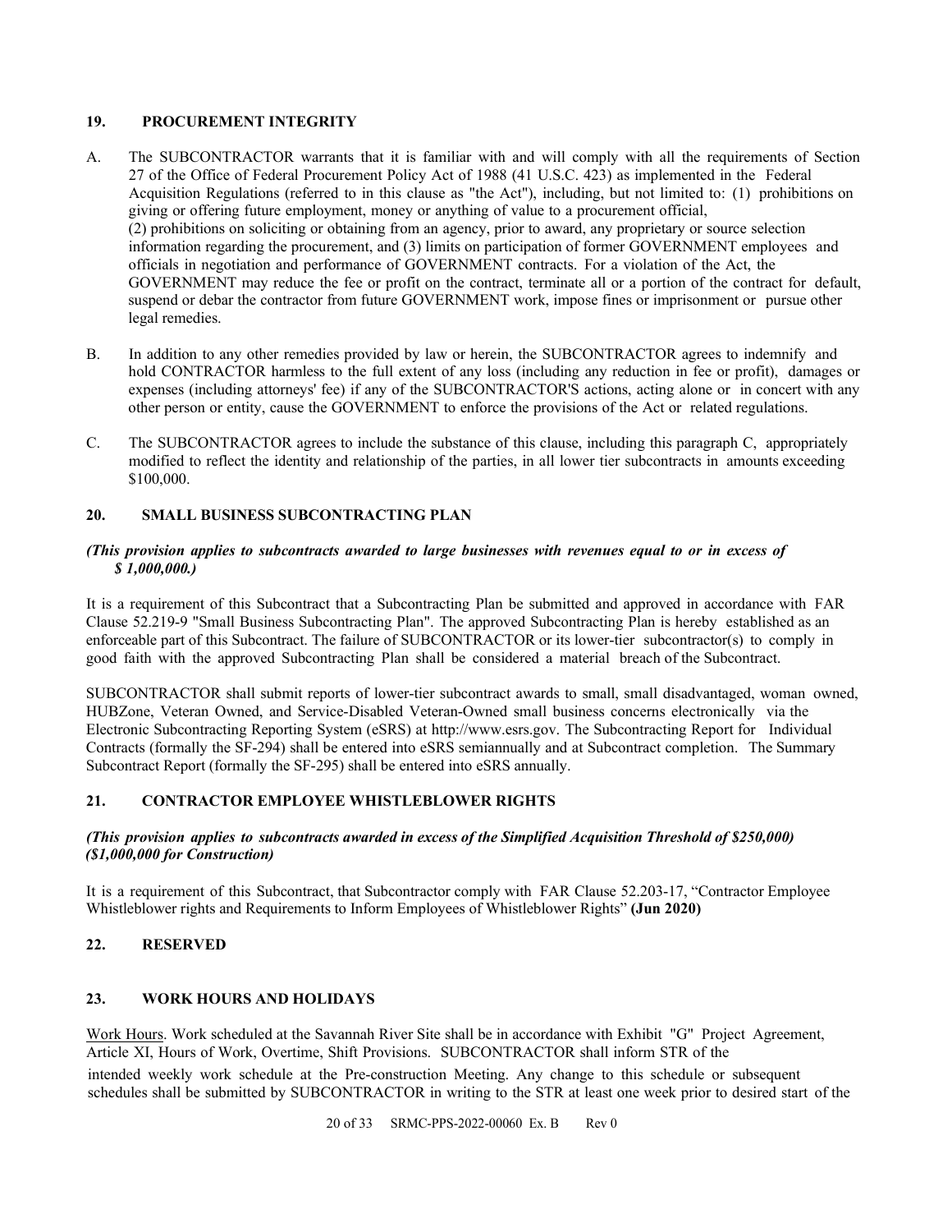## 19. PROCUREMENT INTEGRITY

A. The SUBCONTRACTOR warrants that it is familiar with and will comply with all the requirements of Section 27 of the Office of Federal Procurement Policy Act of 1988 (41 U.S.C. 423) as implemented in the Federal Acquisition Regulations (referred to in this clause as "the Act"), including, but not limited to: (1) prohibitions on giving or offering future employment, money or anything of value to a procurement official, (2) prohibitions on soliciting or obtaining from an agency, prior to award, any proprietary or source selection information regarding the procurement, and (3) limits on participation of former GOVERNMENT employees and officials in negotiation and performance of GOVERNMENT contracts. For a violation of the Act, the GOVERNMENT may reduce the fee or profit on the contract, terminate all or a portion of the contract for default, suspend or debar the contractor from future GOVERNMENT work, impose fines or imprisonment or pursue other legal remedies.

B. In addition to any other remedies provided by law or herein, the SUBCONTRACTOR agrees to indemnify and hold CONTRACTOR harmless to the full extent of any loss (including any reduction in fee or profit), damages or expenses (including attorneys' fee) if any of the SUBCONTRACTOR'S actions, acting alone or in concert with any other person or entity, cause the GOVERNMENT to enforce the provisions of the Act or related regulations.

C. The SUBCONTRACTOR agrees to include the substance of this clause, including this paragraph C, appropriately modified to reflect the identity and relationship of the parties, in all lower tier subcontracts in amounts exceeding $100,000.

## 20. SMALL BUSINESS SUBCONTRACTING PLAN

***(This provision applies to subcontracts awarded to large businesses with revenues equal to or in excess of $ 1,000,000.)***

It is a requirement of this Subcontract that a Subcontracting Plan be submitted and approved in accordance with FAR Clause 52.219-9 "Small Business Subcontracting Plan". The approved Subcontracting Plan is hereby established as an enforceable part of this Subcontract. The failure of SUBCONTRACTOR or its lower-tier subcontractor(s) to comply in good faith with the approved Subcontracting Plan shall be considered a material breach of the Subcontract.

SUBCONTRACTOR shall submit reports of lower-tier subcontract awards to small, small disadvantaged, woman owned, HUBZone, Veteran Owned, and Service-Disabled Veteran-Owned small business concerns electronically via the Electronic Subcontracting Reporting System (eSRS) at http://www.esrs.gov. The Subcontracting Report for Individual Contracts (formally the SF-294) shall be entered into eSRS semiannually and at Subcontract completion. The Summary Subcontract Report (formally the SF-295) shall be entered into eSRS annually.

## 21. CONTRACTOR EMPLOYEE WHISTLEBLOWER RIGHTS

***(This provision applies to subcontracts awarded in excess of the Simplified Acquisition Threshold of $250,000) ($1,000,000 for Construction)***

It is a requirement of this Subcontract, that Subcontractor comply with FAR Clause 52.203-17, "Contractor Employee Whistleblower rights and Requirements to Inform Employees of Whistleblower Rights" **(Jun 2020)**

## 22. RESERVED

## 23. WORK HOURS AND HOLIDAYS

Work Hours. Work scheduled at the Savannah River Site shall be in accordance with Exhibit "G" Project Agreement, Article XI, Hours of Work, Overtime, Shift Provisions. SUBCONTRACTOR shall inform STR of the intended weekly work schedule at the Pre-construction Meeting. Any change to this schedule or subsequent schedules shall be submitted by SUBCONTRACTOR in writing to the STR at least one week prior to desired start of the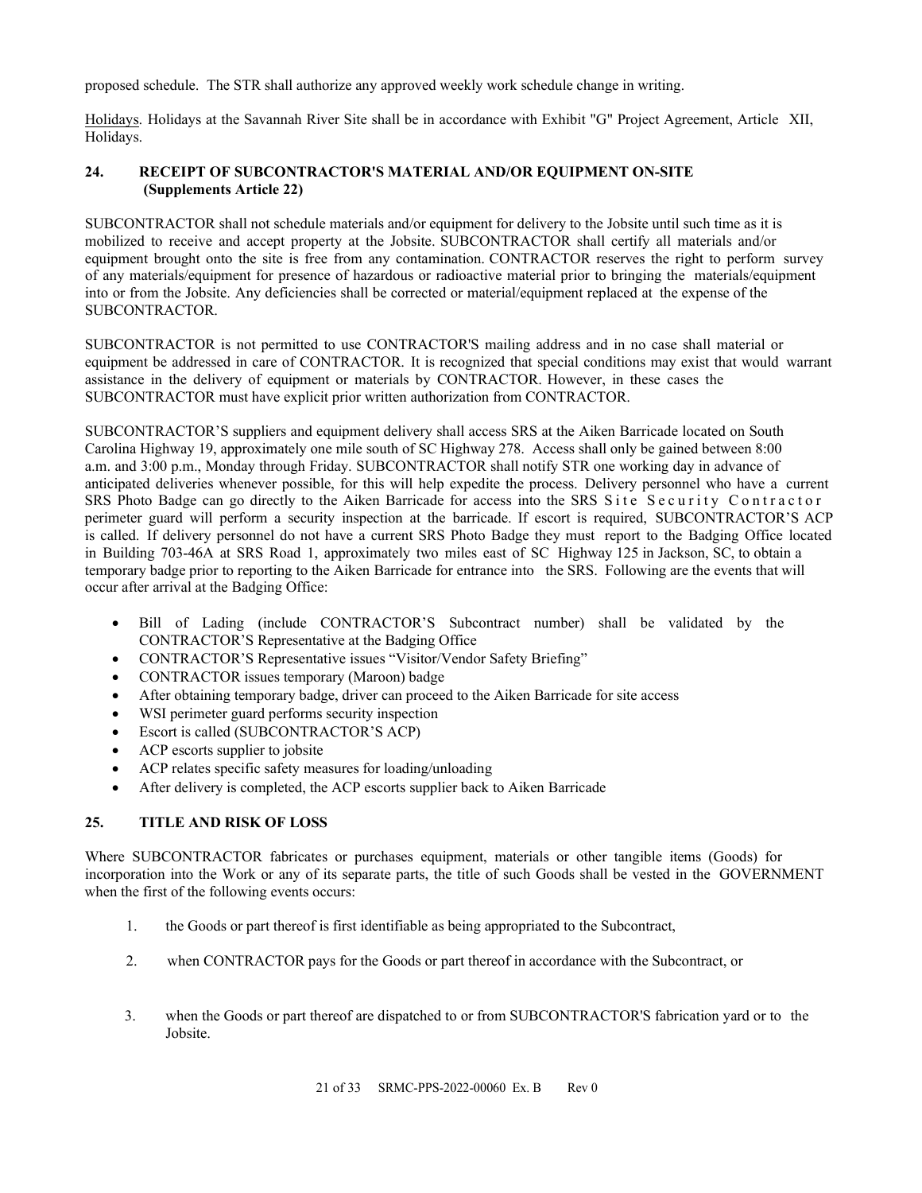proposed schedule. The STR shall authorize any approved weekly work schedule change in writing.

Holidays. Holidays at the Savannah River Site shall be in accordance with Exhibit "G" Project Agreement, Article XII, Holidays.

### 24. RECEIPT OF SUBCONTRACTOR'S MATERIAL AND/OR EQUIPMENT ON-SITE (Supplements Article 22)

SUBCONTRACTOR shall not schedule materials and/or equipment for delivery to the Jobsite until such time as it is mobilized to receive and accept property at the Jobsite. SUBCONTRACTOR shall certify all materials and/or equipment brought onto the site is free from any contamination. CONTRACTOR reserves the right to perform survey of any materials/equipment for presence of hazardous or radioactive material prior to bringing the materials/equipment into or from the Jobsite. Any deficiencies shall be corrected or material/equipment replaced at the expense of the SUBCONTRACTOR.

SUBCONTRACTOR is not permitted to use CONTRACTOR'S mailing address and in no case shall material or equipment be addressed in care of CONTRACTOR. It is recognized that special conditions may exist that would warrant assistance in the delivery of equipment or materials by CONTRACTOR. However, in these cases the SUBCONTRACTOR must have explicit prior written authorization from CONTRACTOR.

SUBCONTRACTOR'S suppliers and equipment delivery shall access SRS at the Aiken Barricade located on South Carolina Highway 19, approximately one mile south of SC Highway 278. Access shall only be gained between 8:00 a.m. and 3:00 p.m., Monday through Friday. SUBCONTRACTOR shall notify STR one working day in advance of anticipated deliveries whenever possible, for this will help expedite the process. Delivery personnel who have a current SRS Photo Badge can go directly to the Aiken Barricade for access into the SRS Site Security Contractor perimeter guard will perform a security inspection at the barricade. If escort is required, SUBCONTRACTOR'S ACP is called. If delivery personnel do not have a current SRS Photo Badge they must report to the Badging Office located in Building 703-46A at SRS Road 1, approximately two miles east of SC Highway 125 in Jackson, SC, to obtain a temporary badge prior to reporting to the Aiken Barricade for entrance into the SRS. Following are the events that will occur after arrival at the Badging Office:

- Bill of Lading (include CONTRACTOR'S Subcontract number) shall be validated by the CONTRACTOR'S Representative at the Badging Office
- CONTRACTOR'S Representative issues "Visitor/Vendor Safety Briefing"
- CONTRACTOR issues temporary (Maroon) badge
- After obtaining temporary badge, driver can proceed to the Aiken Barricade for site access
- WSI perimeter guard performs security inspection
- Escort is called (SUBCONTRACTOR'S ACP)
- ACP escorts supplier to jobsite
- ACP relates specific safety measures for loading/unloading
- After delivery is completed, the ACP escorts supplier back to Aiken Barricade

### 25. TITLE AND RISK OF LOSS

Where SUBCONTRACTOR fabricates or purchases equipment, materials or other tangible items (Goods) for incorporation into the Work or any of its separate parts, the title of such Goods shall be vested in the GOVERNMENT when the first of the following events occurs:

1. the Goods or part thereof is first identifiable as being appropriated to the Subcontract,
2. when CONTRACTOR pays for the Goods or part thereof in accordance with the Subcontract, or
3. when the Goods or part thereof are dispatched to or from SUBCONTRACTOR'S fabrication yard or to the Jobsite.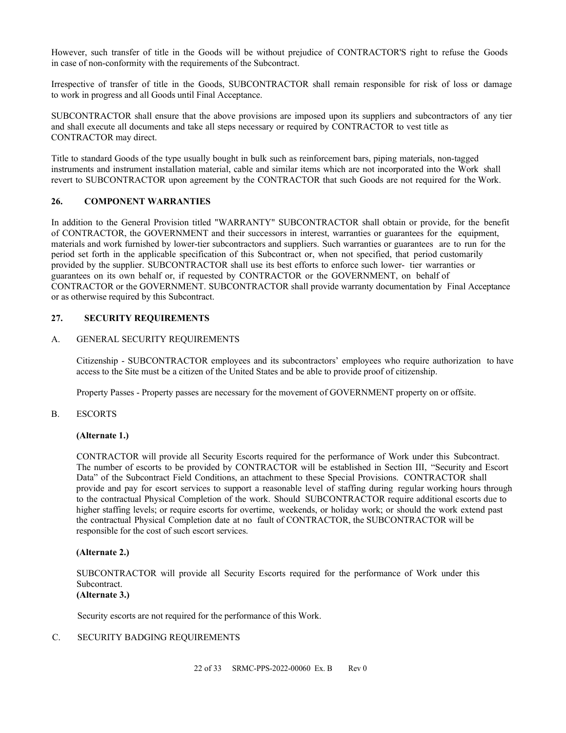However, such transfer of title in the Goods will be without prejudice of CONTRACTOR'S right to refuse the Goods in case of non-conformity with the requirements of the Subcontract.

Irrespective of transfer of title in the Goods, SUBCONTRACTOR shall remain responsible for risk of loss or damage to work in progress and all Goods until Final Acceptance.

SUBCONTRACTOR shall ensure that the above provisions are imposed upon its suppliers and subcontractors of any tier and shall execute all documents and take all steps necessary or required by CONTRACTOR to vest title as CONTRACTOR may direct.

Title to standard Goods of the type usually bought in bulk such as reinforcement bars, piping materials, non-tagged instruments and instrument installation material, cable and similar items which are not incorporated into the Work shall revert to SUBCONTRACTOR upon agreement by the CONTRACTOR that such Goods are not required for the Work.

## 26. COMPONENT WARRANTIES

In addition to the General Provision titled "WARRANTY" SUBCONTRACTOR shall obtain or provide, for the benefit of CONTRACTOR, the GOVERNMENT and their successors in interest, warranties or guarantees for the equipment, materials and work furnished by lower-tier subcontractors and suppliers. Such warranties or guarantees are to run for the period set forth in the applicable specification of this Subcontract or, when not specified, that period customarily provided by the supplier. SUBCONTRACTOR shall use its best efforts to enforce such lower- tier warranties or guarantees on its own behalf or, if requested by CONTRACTOR or the GOVERNMENT, on behalf of CONTRACTOR or the GOVERNMENT. SUBCONTRACTOR shall provide warranty documentation by Final Acceptance or as otherwise required by this Subcontract.

## 27. SECURITY REQUIREMENTS

### A. GENERAL SECURITY REQUIREMENTS

Citizenship - SUBCONTRACTOR employees and its subcontractors' employees who require authorization to have access to the Site must be a citizen of the United States and be able to provide proof of citizenship.

Property Passes - Property passes are necessary for the movement of GOVERNMENT property on or offsite.

### B. ESCORTS

**(Alternate 1.)**

CONTRACTOR will provide all Security Escorts required for the performance of Work under this Subcontract. The number of escorts to be provided by CONTRACTOR will be established in Section III, "Security and Escort Data" of the Subcontract Field Conditions, an attachment to these Special Provisions. CONTRACTOR shall provide and pay for escort services to support a reasonable level of staffing during regular working hours through to the contractual Physical Completion of the work. Should SUBCONTRACTOR require additional escorts due to higher staffing levels; or require escorts for overtime, weekends, or holiday work; or should the work extend past the contractual Physical Completion date at no fault of CONTRACTOR, the SUBCONTRACTOR will be responsible for the cost of such escort services.

**(Alternate 2.)**

SUBCONTRACTOR will provide all Security Escorts required for the performance of Work under this Subcontract.

**(Alternate 3.)**

Security escorts are not required for the performance of this Work.

### C. SECURITY BADGING REQUIREMENTS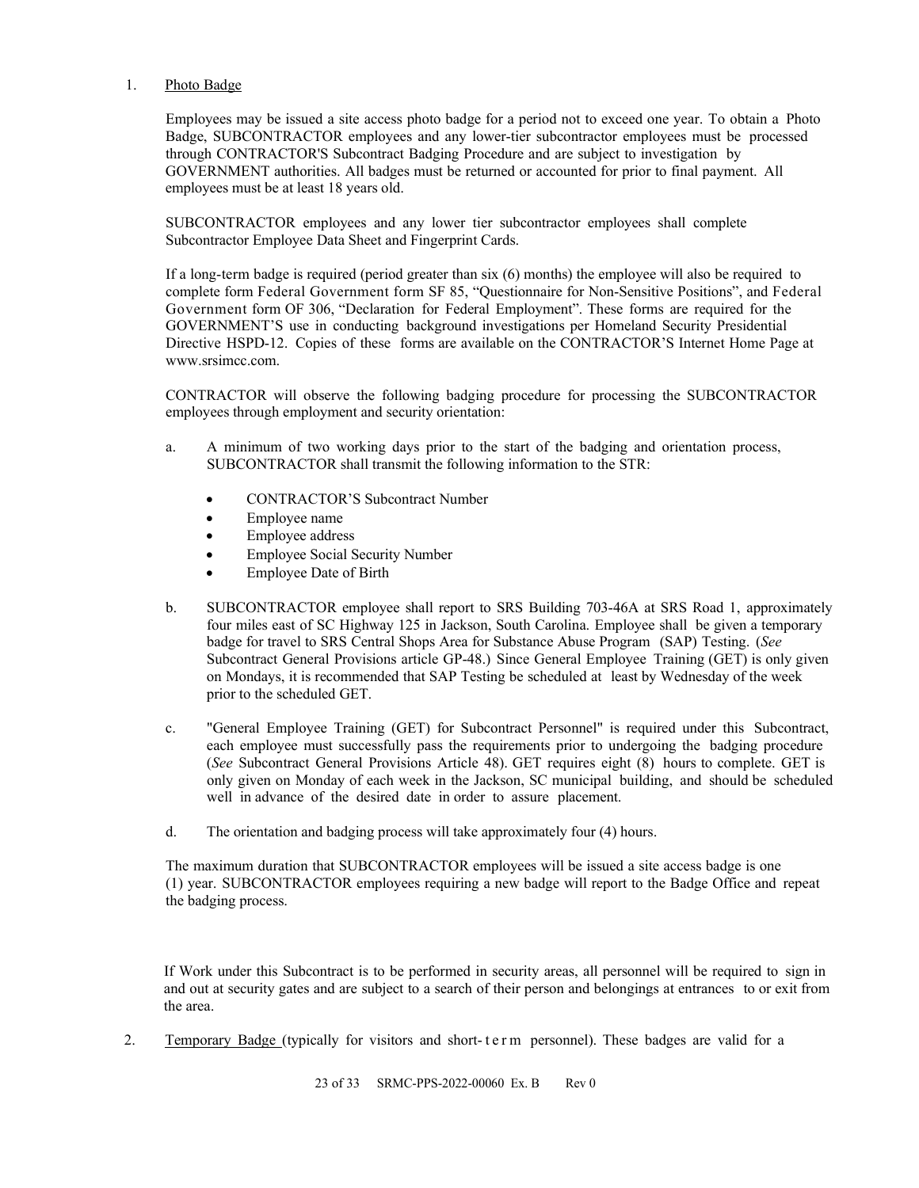1. Photo Badge

   Employees may be issued a site access photo badge for a period not to exceed one year. To obtain a Photo Badge, SUBCONTRACTOR employees and any lower-tier subcontractor employees must be processed through CONTRACTOR'S Subcontract Badging Procedure and are subject to investigation by GOVERNMENT authorities. All badges must be returned or accounted for prior to final payment. All employees must be at least 18 years old.

   SUBCONTRACTOR employees and any lower tier subcontractor employees shall complete Subcontractor Employee Data Sheet and Fingerprint Cards.

   If a long-term badge is required (period greater than six (6) months) the employee will also be required to complete form Federal Government form SF 85, "Questionnaire for Non-Sensitive Positions", and Federal Government form OF 306, "Declaration for Federal Employment". These forms are required for the GOVERNMENT'S use in conducting background investigations per Homeland Security Presidential Directive HSPD-12. Copies of these forms are available on the CONTRACTOR'S Internet Home Page at www.srsimcc.com.

   CONTRACTOR will observe the following badging procedure for processing the SUBCONTRACTOR employees through employment and security orientation:

   a. A minimum of two working days prior to the start of the badging and orientation process, SUBCONTRACTOR shall transmit the following information to the STR:

      - CONTRACTOR'S Subcontract Number
      - Employee name
      - Employee address
      - Employee Social Security Number
      - Employee Date of Birth

   b. SUBCONTRACTOR employee shall report to SRS Building 703-46A at SRS Road 1, approximately four miles east of SC Highway 125 in Jackson, South Carolina. Employee shall be given a temporary badge for travel to SRS Central Shops Area for Substance Abuse Program (SAP) Testing. (*See* Subcontract General Provisions article GP-48.) Since General Employee Training (GET) is only given on Mondays, it is recommended that SAP Testing be scheduled at least by Wednesday of the week prior to the scheduled GET.

   c. "General Employee Training (GET) for Subcontract Personnel" is required under this Subcontract, each employee must successfully pass the requirements prior to undergoing the badging procedure (*See* Subcontract General Provisions Article 48). GET requires eight (8) hours to complete. GET is only given on Monday of each week in the Jackson, SC municipal building, and should be scheduled well in advance of the desired date in order to assure placement.

   d. The orientation and badging process will take approximately four (4) hours.

   The maximum duration that SUBCONTRACTOR employees will be issued a site access badge is one (1) year. SUBCONTRACTOR employees requiring a new badge will report to the Badge Office and repeat the badging process.

   If Work under this Subcontract is to be performed in security areas, all personnel will be required to sign in and out at security gates and are subject to a search of their person and belongings at entrances to or exit from the area.

2. Temporary Badge (typically for visitors and short-term personnel). These badges are valid for a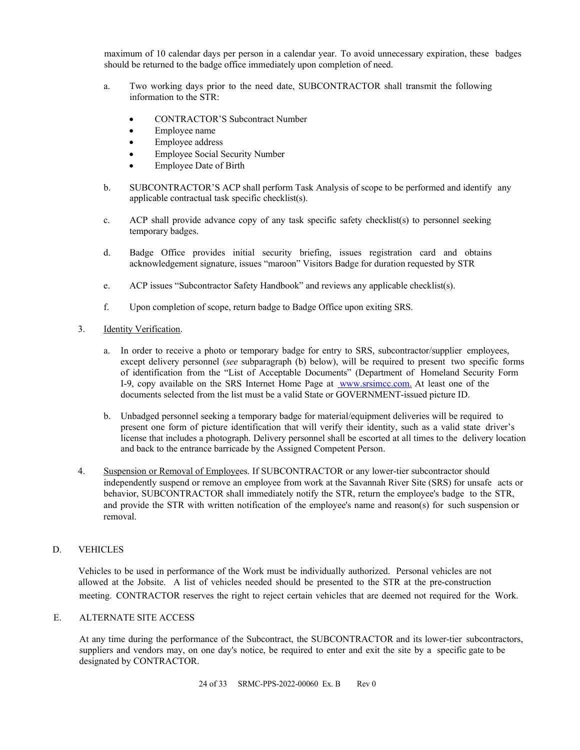maximum of 10 calendar days per person in a calendar year. To avoid unnecessary expiration, these badges should be returned to the badge office immediately upon completion of need.

a. Two working days prior to the need date, SUBCONTRACTOR shall transmit the following information to the STR:

- CONTRACTOR'S Subcontract Number
- Employee name
- Employee address
- Employee Social Security Number
- Employee Date of Birth

b. SUBCONTRACTOR'S ACP shall perform Task Analysis of scope to be performed and identify any applicable contractual task specific checklist(s).

c. ACP shall provide advance copy of any task specific safety checklist(s) to personnel seeking temporary badges.

d. Badge Office provides initial security briefing, issues registration card and obtains acknowledgement signature, issues "maroon" Visitors Badge for duration requested by STR

e. ACP issues "Subcontractor Safety Handbook" and reviews any applicable checklist(s).

f. Upon completion of scope, return badge to Badge Office upon exiting SRS.

3. Identity Verification.

a. In order to receive a photo or temporary badge for entry to SRS, subcontractor/supplier employees, except delivery personnel (*see* subparagraph (b) below), will be required to present two specific forms of identification from the "List of Acceptable Documents" (Department of Homeland Security Form I-9, copy available on the SRS Internet Home Page at www.srsimcc.com. At least one of the documents selected from the list must be a valid State or GOVERNMENT-issued picture ID.

b. Unbadged personnel seeking a temporary badge for material/equipment deliveries will be required to present one form of picture identification that will verify their identity, such as a valid state driver's license that includes a photograph. Delivery personnel shall be escorted at all times to the delivery location and back to the entrance barricade by the Assigned Competent Person.

4. Suspension or Removal of Employees. If SUBCONTRACTOR or any lower-tier subcontractor should independently suspend or remove an employee from work at the Savannah River Site (SRS) for unsafe acts or behavior, SUBCONTRACTOR shall immediately notify the STR, return the employee's badge to the STR, and provide the STR with written notification of the employee's name and reason(s) for such suspension or removal.

D. VEHICLES

Vehicles to be used in performance of the Work must be individually authorized. Personal vehicles are not allowed at the Jobsite. A list of vehicles needed should be presented to the STR at the pre-construction meeting. CONTRACTOR reserves the right to reject certain vehicles that are deemed not required for the Work.

E. ALTERNATE SITE ACCESS

At any time during the performance of the Subcontract, the SUBCONTRACTOR and its lower-tier subcontractors, suppliers and vendors may, on one day's notice, be required to enter and exit the site by a specific gate to be designated by CONTRACTOR.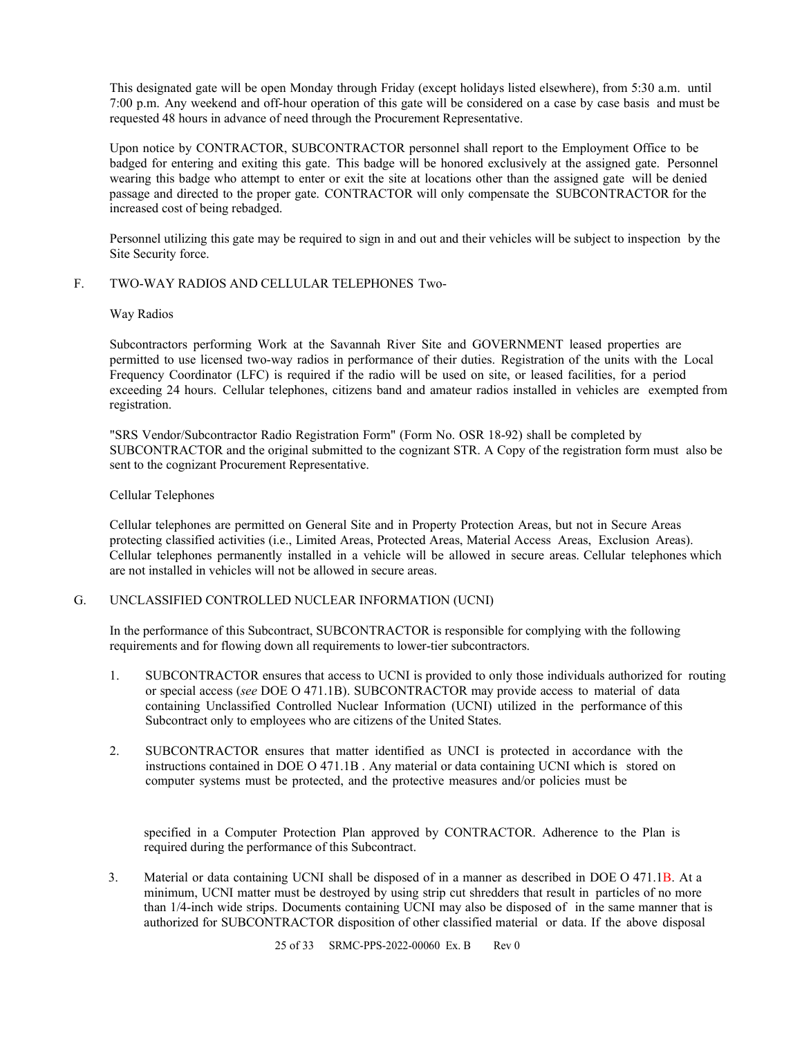This designated gate will be open Monday through Friday (except holidays listed elsewhere), from 5:30 a.m. until 7:00 p.m. Any weekend and off-hour operation of this gate will be considered on a case by case basis and must be requested 48 hours in advance of need through the Procurement Representative.

Upon notice by CONTRACTOR, SUBCONTRACTOR personnel shall report to the Employment Office to be badged for entering and exiting this gate. This badge will be honored exclusively at the assigned gate. Personnel wearing this badge who attempt to enter or exit the site at locations other than the assigned gate will be denied passage and directed to the proper gate. CONTRACTOR will only compensate the SUBCONTRACTOR for the increased cost of being rebadged.

Personnel utilizing this gate may be required to sign in and out and their vehicles will be subject to inspection by the Site Security force.

F. TWO-WAY RADIOS AND CELLULAR TELEPHONES Two-

Way Radios

Subcontractors performing Work at the Savannah River Site and GOVERNMENT leased properties are permitted to use licensed two-way radios in performance of their duties. Registration of the units with the Local Frequency Coordinator (LFC) is required if the radio will be used on site, or leased facilities, for a period exceeding 24 hours. Cellular telephones, citizens band and amateur radios installed in vehicles are exempted from registration.

"SRS Vendor/Subcontractor Radio Registration Form" (Form No. OSR 18-92) shall be completed by SUBCONTRACTOR and the original submitted to the cognizant STR. A Copy of the registration form must also be sent to the cognizant Procurement Representative.

Cellular Telephones

Cellular telephones are permitted on General Site and in Property Protection Areas, but not in Secure Areas protecting classified activities (i.e., Limited Areas, Protected Areas, Material Access Areas, Exclusion Areas). Cellular telephones permanently installed in a vehicle will be allowed in secure areas. Cellular telephones which are not installed in vehicles will not be allowed in secure areas.

G. UNCLASSIFIED CONTROLLED NUCLEAR INFORMATION (UCNI)

In the performance of this Subcontract, SUBCONTRACTOR is responsible for complying with the following requirements and for flowing down all requirements to lower-tier subcontractors.

1. SUBCONTRACTOR ensures that access to UCNI is provided to only those individuals authorized for routing or special access (*see* DOE O 471.1B). SUBCONTRACTOR may provide access to material of data containing Unclassified Controlled Nuclear Information (UCNI) utilized in the performance of this Subcontract only to employees who are citizens of the United States.

2. SUBCONTRACTOR ensures that matter identified as UNCI is protected in accordance with the instructions contained in DOE O 471.1B . Any material or data containing UCNI which is stored on computer systems must be protected, and the protective measures and/or policies must be specified in a Computer Protection Plan approved by CONTRACTOR. Adherence to the Plan is required during the performance of this Subcontract.

3. Material or data containing UCNI shall be disposed of in a manner as described in DOE O 471.1B. At a minimum, UCNI matter must be destroyed by using strip cut shredders that result in particles of no more than 1/4-inch wide strips. Documents containing UCNI may also be disposed of in the same manner that is authorized for SUBCONTRACTOR disposition of other classified material or data. If the above disposal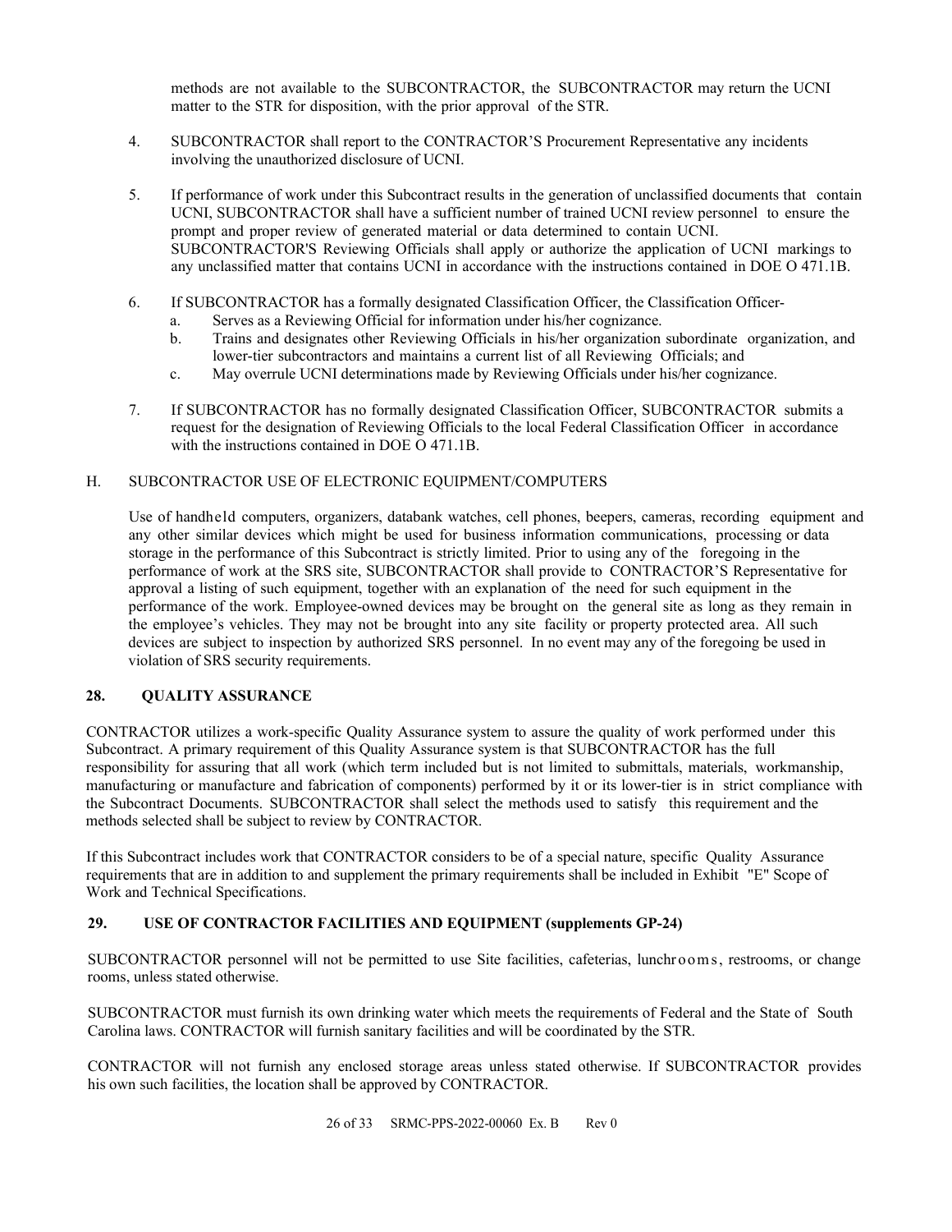methods are not available to the SUBCONTRACTOR, the SUBCONTRACTOR may return the UCNI matter to the STR for disposition, with the prior approval of the STR.

4. SUBCONTRACTOR shall report to the CONTRACTOR'S Procurement Representative any incidents involving the unauthorized disclosure of UCNI.

5. If performance of work under this Subcontract results in the generation of unclassified documents that contain UCNI, SUBCONTRACTOR shall have a sufficient number of trained UCNI review personnel to ensure the prompt and proper review of generated material or data determined to contain UCNI. SUBCONTRACTOR'S Reviewing Officials shall apply or authorize the application of UCNI markings to any unclassified matter that contains UCNI in accordance with the instructions contained in DOE O 471.1B.

6. If SUBCONTRACTOR has a formally designated Classification Officer, the Classification Officer-
   a. Serves as a Reviewing Official for information under his/her cognizance.
   b. Trains and designates other Reviewing Officials in his/her organization subordinate organization, and lower-tier subcontractors and maintains a current list of all Reviewing Officials; and
   c. May overrule UCNI determinations made by Reviewing Officials under his/her cognizance.

7. If SUBCONTRACTOR has no formally designated Classification Officer, SUBCONTRACTOR submits a request for the designation of Reviewing Officials to the local Federal Classification Officer in accordance with the instructions contained in DOE O 471.1B.

H. SUBCONTRACTOR USE OF ELECTRONIC EQUIPMENT/COMPUTERS

Use of handheld computers, organizers, databank watches, cell phones, beepers, cameras, recording equipment and any other similar devices which might be used for business information communications, processing or data storage in the performance of this Subcontract is strictly limited. Prior to using any of the foregoing in the performance of work at the SRS site, SUBCONTRACTOR shall provide to CONTRACTOR'S Representative for approval a listing of such equipment, together with an explanation of the need for such equipment in the performance of the work. Employee-owned devices may be brought on the general site as long as they remain in the employee's vehicles. They may not be brought into any site facility or property protected area. All such devices are subject to inspection by authorized SRS personnel. In no event may any of the foregoing be used in violation of SRS security requirements.

## 28. QUALITY ASSURANCE

CONTRACTOR utilizes a work-specific Quality Assurance system to assure the quality of work performed under this Subcontract. A primary requirement of this Quality Assurance system is that SUBCONTRACTOR has the full responsibility for assuring that all work (which term included but is not limited to submittals, materials, workmanship, manufacturing or manufacture and fabrication of components) performed by it or its lower-tier is in strict compliance with the Subcontract Documents. SUBCONTRACTOR shall select the methods used to satisfy this requirement and the methods selected shall be subject to review by CONTRACTOR.

If this Subcontract includes work that CONTRACTOR considers to be of a special nature, specific Quality Assurance requirements that are in addition to and supplement the primary requirements shall be included in Exhibit "E" Scope of Work and Technical Specifications.

## 29. USE OF CONTRACTOR FACILITIES AND EQUIPMENT (supplements GP-24)

SUBCONTRACTOR personnel will not be permitted to use Site facilities, cafeterias, lunchrooms, restrooms, or change rooms, unless stated otherwise.

SUBCONTRACTOR must furnish its own drinking water which meets the requirements of Federal and the State of South Carolina laws. CONTRACTOR will furnish sanitary facilities and will be coordinated by the STR.

CONTRACTOR will not furnish any enclosed storage areas unless stated otherwise. If SUBCONTRACTOR provides his own such facilities, the location shall be approved by CONTRACTOR.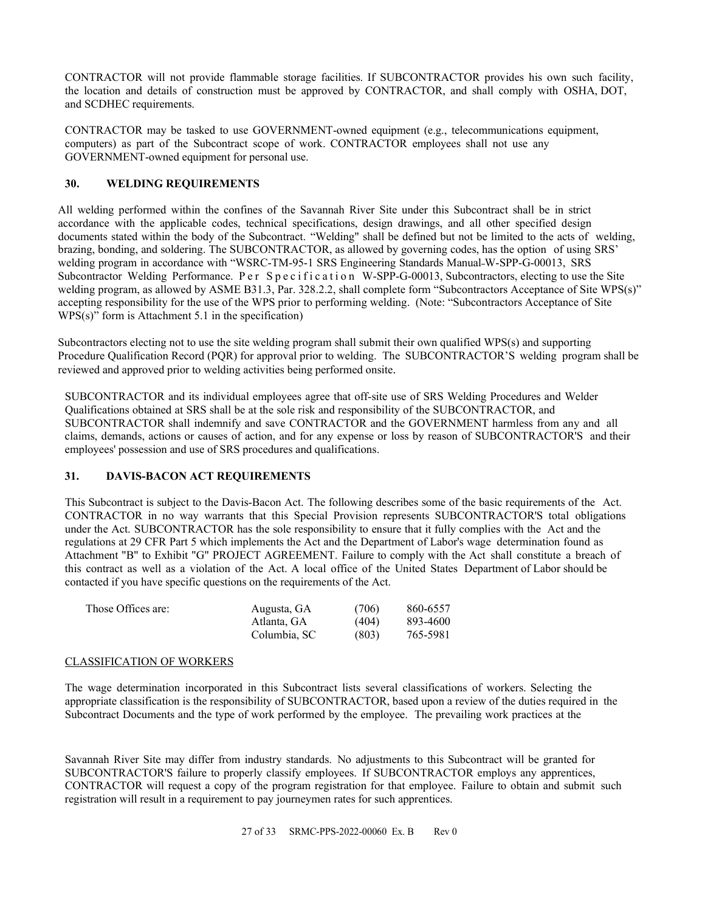CONTRACTOR will not provide flammable storage facilities. If SUBCONTRACTOR provides his own such facility, the location and details of construction must be approved by CONTRACTOR, and shall comply with OSHA, DOT, and SCDHEC requirements.

CONTRACTOR may be tasked to use GOVERNMENT-owned equipment (e.g., telecommunications equipment, computers) as part of the Subcontract scope of work. CONTRACTOR employees shall not use any GOVERNMENT-owned equipment for personal use.

## 30. WELDING REQUIREMENTS

All welding performed within the confines of the Savannah River Site under this Subcontract shall be in strict accordance with the applicable codes, technical specifications, design drawings, and all other specified design documents stated within the body of the Subcontract. "Welding" shall be defined but not be limited to the acts of welding, brazing, bonding, and soldering. The SUBCONTRACTOR, as allowed by governing codes, has the option of using SRS' welding program in accordance with "WSRC-TM-95-1 SRS Engineering Standards Manual-W-SPP-G-00013, SRS Subcontractor Welding Performance. Per Specification W-SPP-G-00013, Subcontractors, electing to use the Site welding program, as allowed by ASME B31.3, Par. 328.2.2, shall complete form "Subcontractors Acceptance of Site WPS(s)" accepting responsibility for the use of the WPS prior to performing welding. (Note: "Subcontractors Acceptance of Site WPS(s)" form is Attachment 5.1 in the specification)

Subcontractors electing not to use the site welding program shall submit their own qualified WPS(s) and supporting Procedure Qualification Record (PQR) for approval prior to welding. The SUBCONTRACTOR'S welding program shall be reviewed and approved prior to welding activities being performed onsite.

SUBCONTRACTOR and its individual employees agree that off-site use of SRS Welding Procedures and Welder Qualifications obtained at SRS shall be at the sole risk and responsibility of the SUBCONTRACTOR, and SUBCONTRACTOR shall indemnify and save CONTRACTOR and the GOVERNMENT harmless from any and all claims, demands, actions or causes of action, and for any expense or loss by reason of SUBCONTRACTOR'S and their employees' possession and use of SRS procedures and qualifications.

## 31. DAVIS-BACON ACT REQUIREMENTS

This Subcontract is subject to the Davis-Bacon Act. The following describes some of the basic requirements of the Act. CONTRACTOR in no way warrants that this Special Provision represents SUBCONTRACTOR'S total obligations under the Act. SUBCONTRACTOR has the sole responsibility to ensure that it fully complies with the Act and the regulations at 29 CFR Part 5 which implements the Act and the Department of Labor's wage determination found as Attachment "B" to Exhibit "G" PROJECT AGREEMENT. Failure to comply with the Act shall constitute a breach of this contract as well as a violation of the Act. A local office of the United States Department of Labor should be contacted if you have specific questions on the requirements of the Act.

| | | | |
|---|---|---|---|
| Those Offices are: | Augusta, GA | (706) | 860-6557 |
| | Atlanta, GA | (404) | 893-4600 |
| | Columbia, SC | (803) | 765-5981 |

CLASSIFICATION OF WORKERS

The wage determination incorporated in this Subcontract lists several classifications of workers. Selecting the appropriate classification is the responsibility of SUBCONTRACTOR, based upon a review of the duties required in the Subcontract Documents and the type of work performed by the employee. The prevailing work practices at the Savannah River Site may differ from industry standards. No adjustments to this Subcontract will be granted for SUBCONTRACTOR'S failure to properly classify employees. If SUBCONTRACTOR employs any apprentices, CONTRACTOR will request a copy of the program registration for that employee. Failure to obtain and submit such registration will result in a requirement to pay journeymen rates for such apprentices.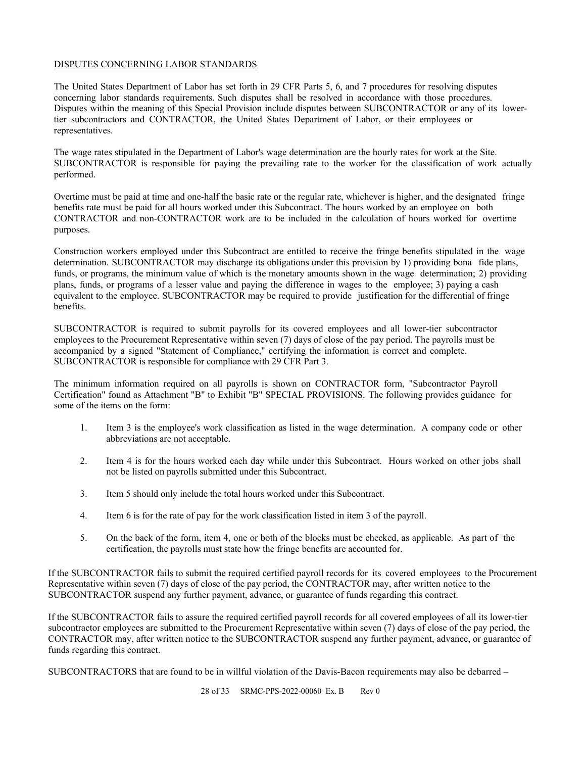## DISPUTES CONCERNING LABOR STANDARDS

The United States Department of Labor has set forth in 29 CFR Parts 5, 6, and 7 procedures for resolving disputes concerning labor standards requirements. Such disputes shall be resolved in accordance with those procedures. Disputes within the meaning of this Special Provision include disputes between SUBCONTRACTOR or any of its lower-tier subcontractors and CONTRACTOR, the United States Department of Labor, or their employees or representatives.

The wage rates stipulated in the Department of Labor's wage determination are the hourly rates for work at the Site. SUBCONTRACTOR is responsible for paying the prevailing rate to the worker for the classification of work actually performed.

Overtime must be paid at time and one-half the basic rate or the regular rate, whichever is higher, and the designated fringe benefits rate must be paid for all hours worked under this Subcontract. The hours worked by an employee on both CONTRACTOR and non-CONTRACTOR work are to be included in the calculation of hours worked for overtime purposes.

Construction workers employed under this Subcontract are entitled to receive the fringe benefits stipulated in the wage determination. SUBCONTRACTOR may discharge its obligations under this provision by 1) providing bona fide plans, funds, or programs, the minimum value of which is the monetary amounts shown in the wage determination; 2) providing plans, funds, or programs of a lesser value and paying the difference in wages to the employee; 3) paying a cash equivalent to the employee. SUBCONTRACTOR may be required to provide justification for the differential of fringe benefits.

SUBCONTRACTOR is required to submit payrolls for its covered employees and all lower-tier subcontractor employees to the Procurement Representative within seven (7) days of close of the pay period. The payrolls must be accompanied by a signed "Statement of Compliance," certifying the information is correct and complete. SUBCONTRACTOR is responsible for compliance with 29 CFR Part 3.

The minimum information required on all payrolls is shown on CONTRACTOR form, "Subcontractor Payroll Certification" found as Attachment "B" to Exhibit "B" SPECIAL PROVISIONS. The following provides guidance for some of the items on the form:

1. Item 3 is the employee's work classification as listed in the wage determination. A company code or other abbreviations are not acceptable.

2. Item 4 is for the hours worked each day while under this Subcontract. Hours worked on other jobs shall not be listed on payrolls submitted under this Subcontract.

3. Item 5 should only include the total hours worked under this Subcontract.

4. Item 6 is for the rate of pay for the work classification listed in item 3 of the payroll.

5. On the back of the form, item 4, one or both of the blocks must be checked, as applicable. As part of the certification, the payrolls must state how the fringe benefits are accounted for.

If the SUBCONTRACTOR fails to submit the required certified payroll records for its covered employees to the Procurement Representative within seven (7) days of close of the pay period, the CONTRACTOR may, after written notice to the SUBCONTRACTOR suspend any further payment, advance, or guarantee of funds regarding this contract.

If the SUBCONTRACTOR fails to assure the required certified payroll records for all covered employees of all its lower-tier subcontractor employees are submitted to the Procurement Representative within seven (7) days of close of the pay period, the CONTRACTOR may, after written notice to the SUBCONTRACTOR suspend any further payment, advance, or guarantee of funds regarding this contract.

SUBCONTRACTORS that are found to be in willful violation of the Davis-Bacon requirements may also be debarred –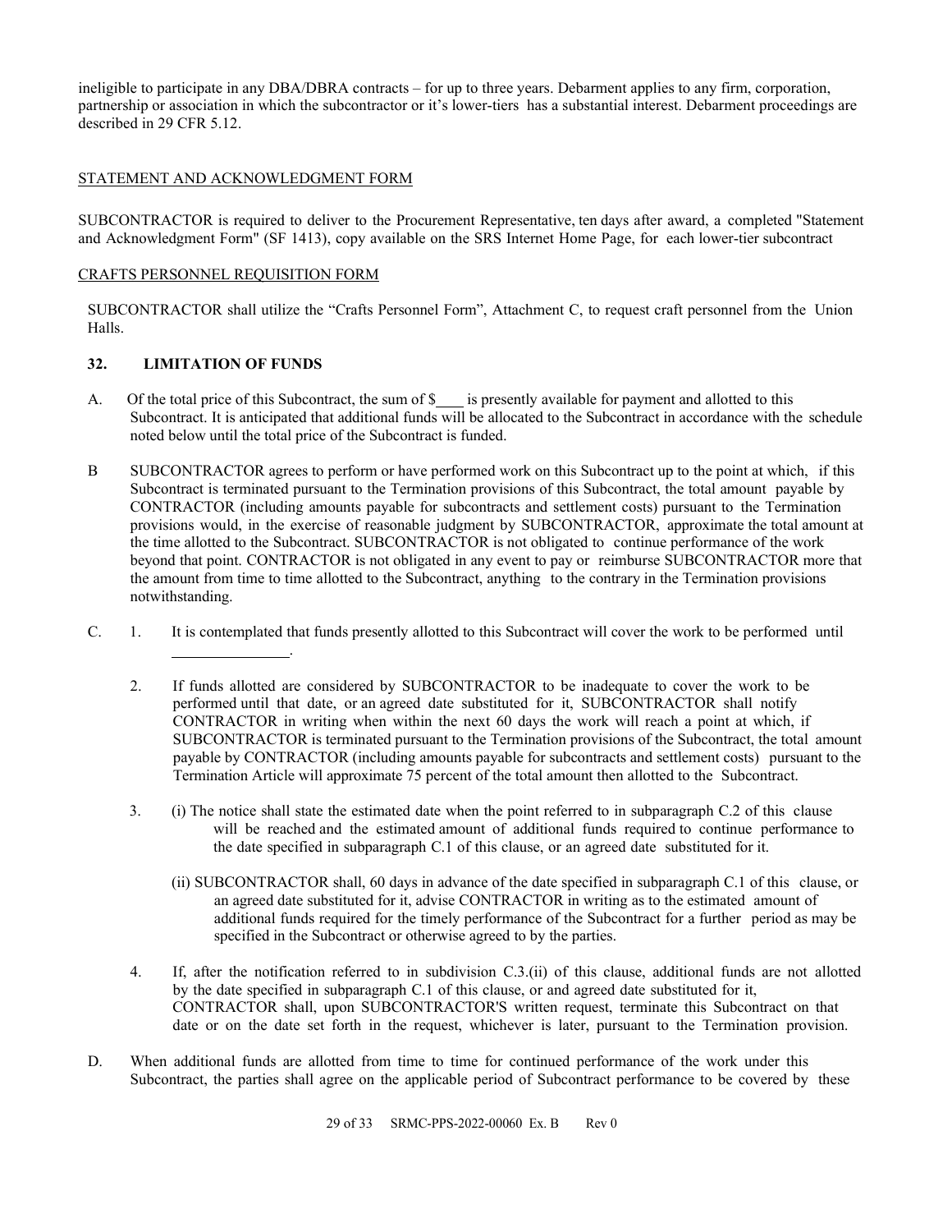ineligible to participate in any DBA/DBRA contracts – for up to three years. Debarment applies to any firm, corporation, partnership or association in which the subcontractor or it's lower-tiers has a substantial interest. Debarment proceedings are described in 29 CFR 5.12.

STATEMENT AND ACKNOWLEDGMENT FORM

SUBCONTRACTOR is required to deliver to the Procurement Representative, ten days after award, a completed "Statement and Acknowledgment Form" (SF 1413), copy available on the SRS Internet Home Page, for each lower-tier subcontract

CRAFTS PERSONNEL REQUISITION FORM

SUBCONTRACTOR shall utilize the "Crafts Personnel Form", Attachment C, to request craft personnel from the Union Halls.

## 32. LIMITATION OF FUNDS

A. Of the total price of this Subcontract, the sum of $____ is presently available for payment and allotted to this Subcontract. It is anticipated that additional funds will be allocated to the Subcontract in accordance with the schedule noted below until the total price of the Subcontract is funded.

B SUBCONTRACTOR agrees to perform or have performed work on this Subcontract up to the point at which, if this Subcontract is terminated pursuant to the Termination provisions of this Subcontract, the total amount payable by CONTRACTOR (including amounts payable for subcontracts and settlement costs) pursuant to the Termination provisions would, in the exercise of reasonable judgment by SUBCONTRACTOR, approximate the total amount at the time allotted to the Subcontract. SUBCONTRACTOR is not obligated to continue performance of the work beyond that point. CONTRACTOR is not obligated in any event to pay or reimburse SUBCONTRACTOR more that the amount from time to time allotted to the Subcontract, anything to the contrary in the Termination provisions notwithstanding.

C. 1. It is contemplated that funds presently allotted to this Subcontract will cover the work to be performed until _______________.

2. If funds allotted are considered by SUBCONTRACTOR to be inadequate to cover the work to be performed until that date, or an agreed date substituted for it, SUBCONTRACTOR shall notify CONTRACTOR in writing when within the next 60 days the work will reach a point at which, if SUBCONTRACTOR is terminated pursuant to the Termination provisions of the Subcontract, the total amount payable by CONTRACTOR (including amounts payable for subcontracts and settlement costs) pursuant to the Termination Article will approximate 75 percent of the total amount then allotted to the Subcontract.

3. (i) The notice shall state the estimated date when the point referred to in subparagraph C.2 of this clause will be reached and the estimated amount of additional funds required to continue performance to the date specified in subparagraph C.1 of this clause, or an agreed date substituted for it.

(ii) SUBCONTRACTOR shall, 60 days in advance of the date specified in subparagraph C.1 of this clause, or an agreed date substituted for it, advise CONTRACTOR in writing as to the estimated amount of additional funds required for the timely performance of the Subcontract for a further period as may be specified in the Subcontract or otherwise agreed to by the parties.

4. If, after the notification referred to in subdivision C.3.(ii) of this clause, additional funds are not allotted by the date specified in subparagraph C.1 of this clause, or and agreed date substituted for it, CONTRACTOR shall, upon SUBCONTRACTOR'S written request, terminate this Subcontract on that date or on the date set forth in the request, whichever is later, pursuant to the Termination provision.

D. When additional funds are allotted from time to time for continued performance of the work under this Subcontract, the parties shall agree on the applicable period of Subcontract performance to be covered by these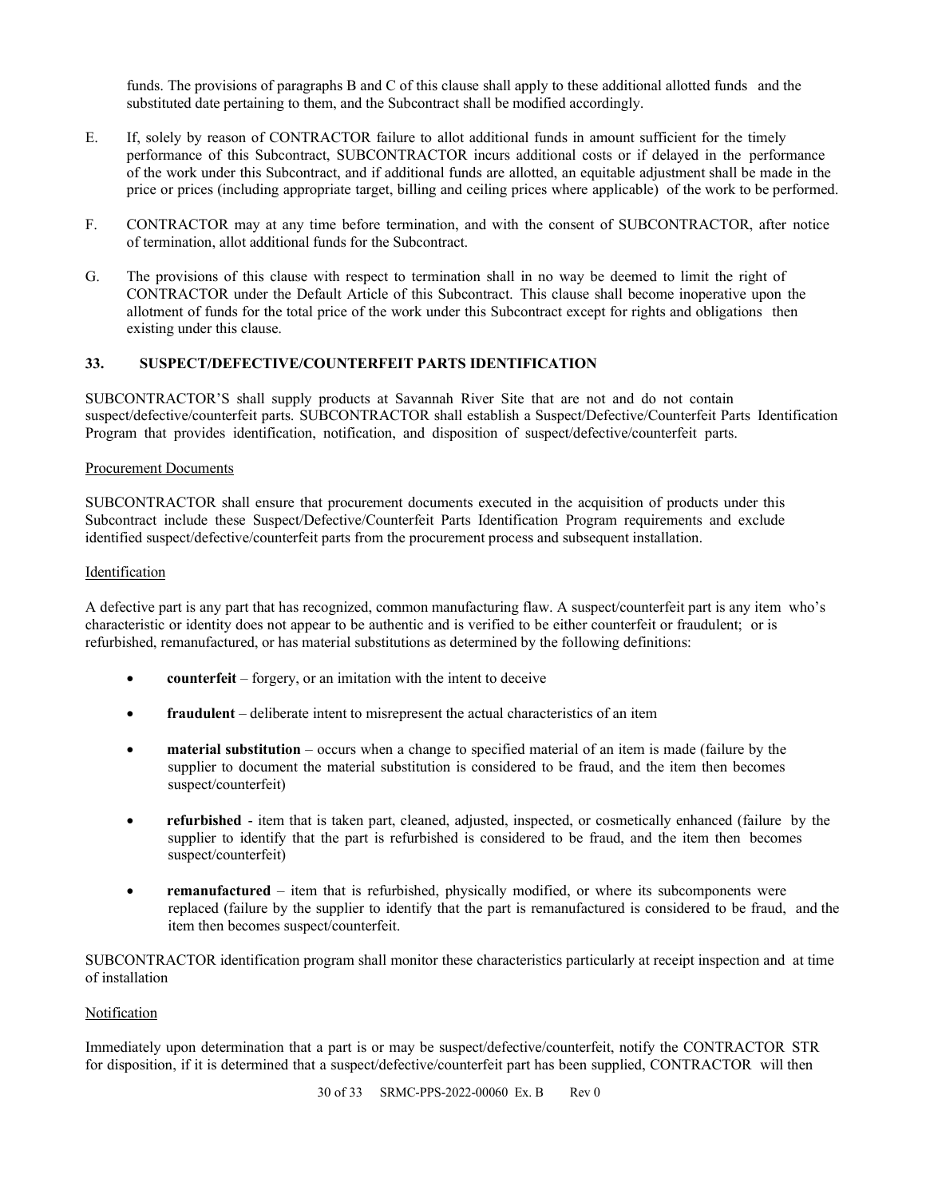funds. The provisions of paragraphs B and C of this clause shall apply to these additional allotted funds and the substituted date pertaining to them, and the Subcontract shall be modified accordingly.

E. If, solely by reason of CONTRACTOR failure to allot additional funds in amount sufficient for the timely performance of this Subcontract, SUBCONTRACTOR incurs additional costs or if delayed in the performance of the work under this Subcontract, and if additional funds are allotted, an equitable adjustment shall be made in the price or prices (including appropriate target, billing and ceiling prices where applicable) of the work to be performed.

F. CONTRACTOR may at any time before termination, and with the consent of SUBCONTRACTOR, after notice of termination, allot additional funds for the Subcontract.

G. The provisions of this clause with respect to termination shall in no way be deemed to limit the right of CONTRACTOR under the Default Article of this Subcontract. This clause shall become inoperative upon the allotment of funds for the total price of the work under this Subcontract except for rights and obligations then existing under this clause.

## 33. SUSPECT/DEFECTIVE/COUNTERFEIT PARTS IDENTIFICATION

SUBCONTRACTOR'S shall supply products at Savannah River Site that are not and do not contain suspect/defective/counterfeit parts. SUBCONTRACTOR shall establish a Suspect/Defective/Counterfeit Parts Identification Program that provides identification, notification, and disposition of suspect/defective/counterfeit parts.

Procurement Documents

SUBCONTRACTOR shall ensure that procurement documents executed in the acquisition of products under this Subcontract include these Suspect/Defective/Counterfeit Parts Identification Program requirements and exclude identified suspect/defective/counterfeit parts from the procurement process and subsequent installation.

Identification

A defective part is any part that has recognized, common manufacturing flaw. A suspect/counterfeit part is any item who's characteristic or identity does not appear to be authentic and is verified to be either counterfeit or fraudulent; or is refurbished, remanufactured, or has material substitutions as determined by the following definitions:

- **counterfeit** – forgery, or an imitation with the intent to deceive
- **fraudulent** – deliberate intent to misrepresent the actual characteristics of an item
- **material substitution** – occurs when a change to specified material of an item is made (failure by the supplier to document the material substitution is considered to be fraud, and the item then becomes suspect/counterfeit)
- **refurbished** - item that is taken part, cleaned, adjusted, inspected, or cosmetically enhanced (failure by the supplier to identify that the part is refurbished is considered to be fraud, and the item then becomes suspect/counterfeit)
- **remanufactured** – item that is refurbished, physically modified, or where its subcomponents were replaced (failure by the supplier to identify that the part is remanufactured is considered to be fraud, and the item then becomes suspect/counterfeit.

SUBCONTRACTOR identification program shall monitor these characteristics particularly at receipt inspection and at time of installation

Notification

Immediately upon determination that a part is or may be suspect/defective/counterfeit, notify the CONTRACTOR STR for disposition, if it is determined that a suspect/defective/counterfeit part has been supplied, CONTRACTOR will then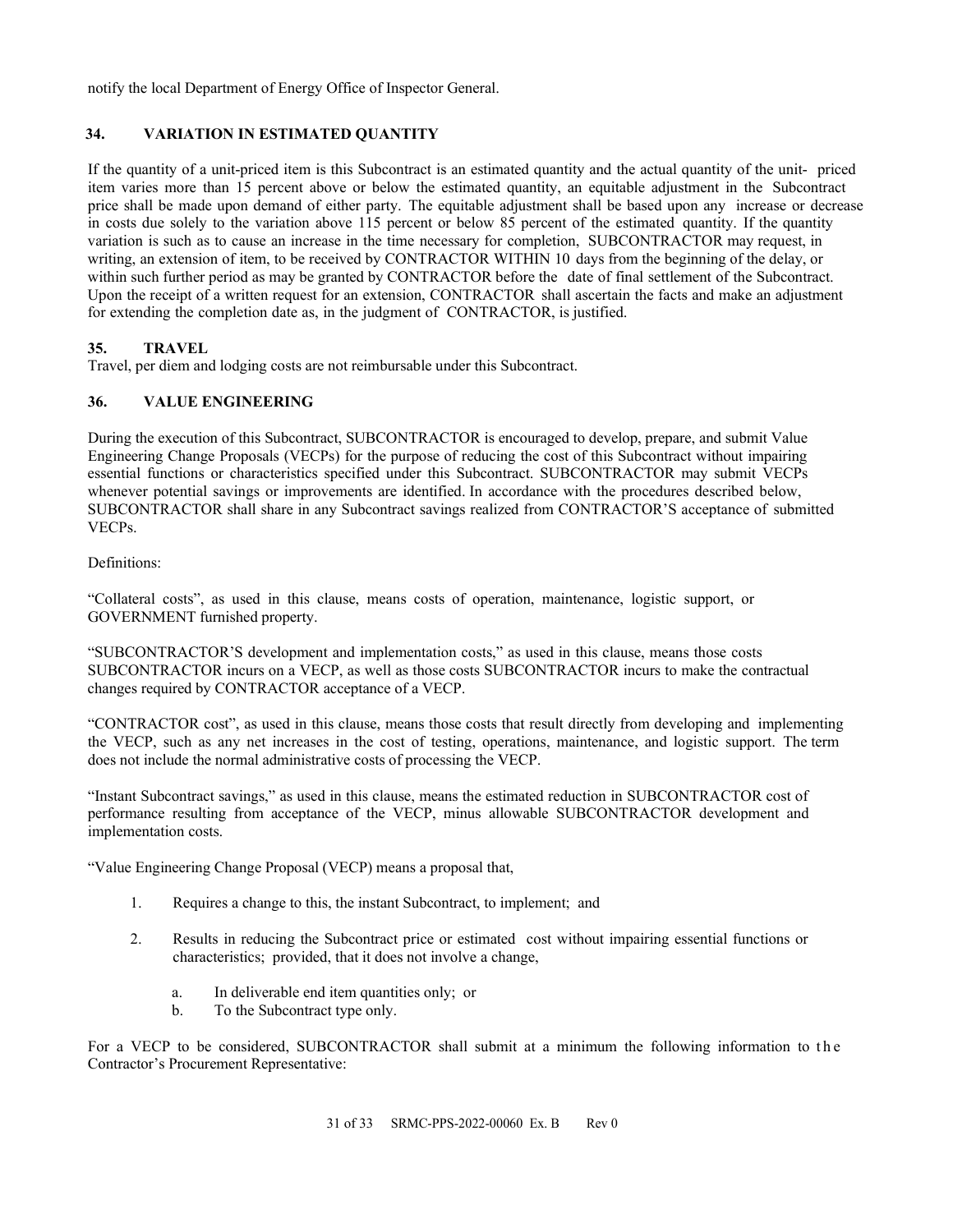notify the local Department of Energy Office of Inspector General.

## 34. VARIATION IN ESTIMATED QUANTITY

If the quantity of a unit-priced item is this Subcontract is an estimated quantity and the actual quantity of the unit- priced item varies more than 15 percent above or below the estimated quantity, an equitable adjustment in the Subcontract price shall be made upon demand of either party. The equitable adjustment shall be based upon any increase or decrease in costs due solely to the variation above 115 percent or below 85 percent of the estimated quantity. If the quantity variation is such as to cause an increase in the time necessary for completion, SUBCONTRACTOR may request, in writing, an extension of item, to be received by CONTRACTOR WITHIN 10 days from the beginning of the delay, or within such further period as may be granted by CONTRACTOR before the date of final settlement of the Subcontract. Upon the receipt of a written request for an extension, CONTRACTOR shall ascertain the facts and make an adjustment for extending the completion date as, in the judgment of CONTRACTOR, is justified.

## 35. TRAVEL

Travel, per diem and lodging costs are not reimbursable under this Subcontract.

## 36. VALUE ENGINEERING

During the execution of this Subcontract, SUBCONTRACTOR is encouraged to develop, prepare, and submit Value Engineering Change Proposals (VECPs) for the purpose of reducing the cost of this Subcontract without impairing essential functions or characteristics specified under this Subcontract. SUBCONTRACTOR may submit VECPs whenever potential savings or improvements are identified. In accordance with the procedures described below, SUBCONTRACTOR shall share in any Subcontract savings realized from CONTRACTOR'S acceptance of submitted VECPs.

Definitions:

"Collateral costs", as used in this clause, means costs of operation, maintenance, logistic support, or GOVERNMENT furnished property.

"SUBCONTRACTOR'S development and implementation costs," as used in this clause, means those costs SUBCONTRACTOR incurs on a VECP, as well as those costs SUBCONTRACTOR incurs to make the contractual changes required by CONTRACTOR acceptance of a VECP.

"CONTRACTOR cost", as used in this clause, means those costs that result directly from developing and implementing the VECP, such as any net increases in the cost of testing, operations, maintenance, and logistic support. The term does not include the normal administrative costs of processing the VECP.

"Instant Subcontract savings," as used in this clause, means the estimated reduction in SUBCONTRACTOR cost of performance resulting from acceptance of the VECP, minus allowable SUBCONTRACTOR development and implementation costs.

"Value Engineering Change Proposal (VECP) means a proposal that,

1. Requires a change to this, the instant Subcontract, to implement; and
2. Results in reducing the Subcontract price or estimated cost without impairing essential functions or characteristics; provided, that it does not involve a change,
   a. In deliverable end item quantities only; or
   b. To the Subcontract type only.

For a VECP to be considered, SUBCONTRACTOR shall submit at a minimum the following information to the Contractor's Procurement Representative: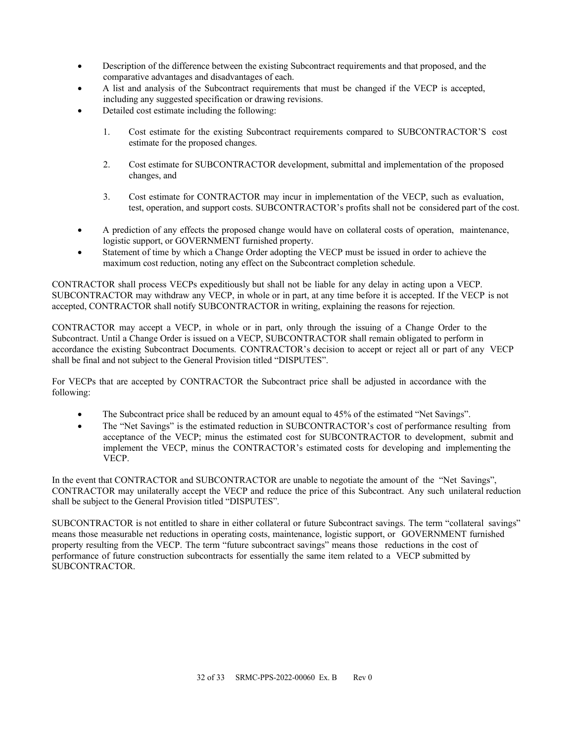- Description of the difference between the existing Subcontract requirements and that proposed, and the comparative advantages and disadvantages of each.
- A list and analysis of the Subcontract requirements that must be changed if the VECP is accepted, including any suggested specification or drawing revisions.
- Detailed cost estimate including the following:

    1. Cost estimate for the existing Subcontract requirements compared to SUBCONTRACTOR'S cost estimate for the proposed changes.

    2. Cost estimate for SUBCONTRACTOR development, submittal and implementation of the proposed changes, and

    3. Cost estimate for CONTRACTOR may incur in implementation of the VECP, such as evaluation, test, operation, and support costs. SUBCONTRACTOR's profits shall not be considered part of the cost.

- A prediction of any effects the proposed change would have on collateral costs of operation, maintenance, logistic support, or GOVERNMENT furnished property.
- Statement of time by which a Change Order adopting the VECP must be issued in order to achieve the maximum cost reduction, noting any effect on the Subcontract completion schedule.

CONTRACTOR shall process VECPs expeditiously but shall not be liable for any delay in acting upon a VECP. SUBCONTRACTOR may withdraw any VECP, in whole or in part, at any time before it is accepted. If the VECP is not accepted, CONTRACTOR shall notify SUBCONTRACTOR in writing, explaining the reasons for rejection.

CONTRACTOR may accept a VECP, in whole or in part, only through the issuing of a Change Order to the Subcontract. Until a Change Order is issued on a VECP, SUBCONTRACTOR shall remain obligated to perform in accordance the existing Subcontract Documents. CONTRACTOR's decision to accept or reject all or part of any VECP shall be final and not subject to the General Provision titled "DISPUTES".

For VECPs that are accepted by CONTRACTOR the Subcontract price shall be adjusted in accordance with the following:

- The Subcontract price shall be reduced by an amount equal to 45% of the estimated "Net Savings".
- The "Net Savings" is the estimated reduction in SUBCONTRACTOR's cost of performance resulting from acceptance of the VECP; minus the estimated cost for SUBCONTRACTOR to development, submit and implement the VECP, minus the CONTRACTOR's estimated costs for developing and implementing the VECP.

In the event that CONTRACTOR and SUBCONTRACTOR are unable to negotiate the amount of the "Net Savings", CONTRACTOR may unilaterally accept the VECP and reduce the price of this Subcontract. Any such unilateral reduction shall be subject to the General Provision titled "DISPUTES".

SUBCONTRACTOR is not entitled to share in either collateral or future Subcontract savings. The term "collateral savings" means those measurable net reductions in operating costs, maintenance, logistic support, or GOVERNMENT furnished property resulting from the VECP. The term "future subcontract savings" means those reductions in the cost of performance of future construction subcontracts for essentially the same item related to a VECP submitted by SUBCONTRACTOR.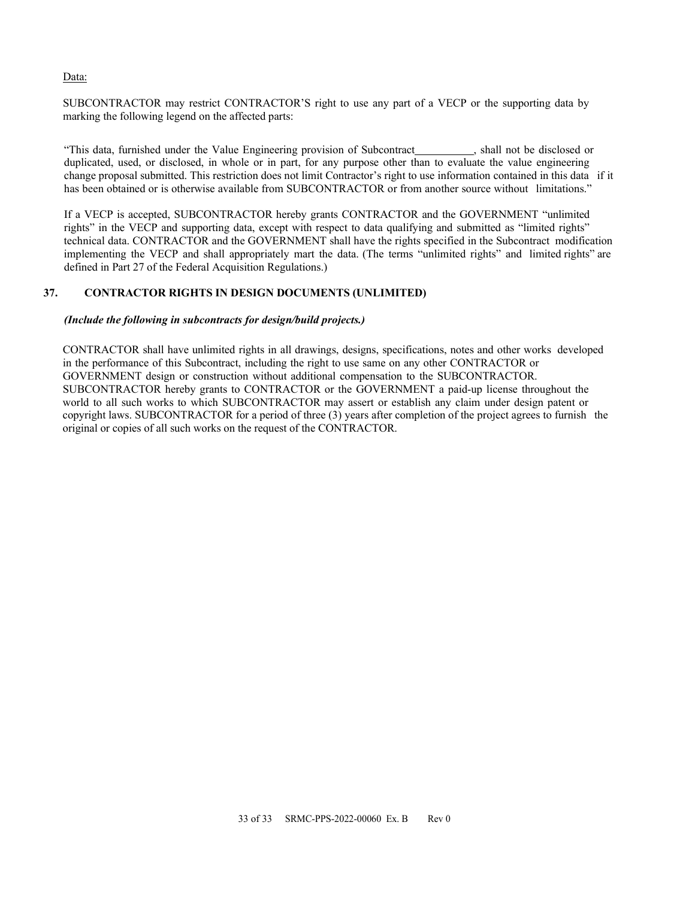Data:

SUBCONTRACTOR may restrict CONTRACTOR'S right to use any part of a VECP or the supporting data by marking the following legend on the affected parts:

"This data, furnished under the Value Engineering provision of Subcontract__________, shall not be disclosed or duplicated, used, or disclosed, in whole or in part, for any purpose other than to evaluate the value engineering change proposal submitted. This restriction does not limit Contractor's right to use information contained in this data if it has been obtained or is otherwise available from SUBCONTRACTOR or from another source without limitations."

If a VECP is accepted, SUBCONTRACTOR hereby grants CONTRACTOR and the GOVERNMENT "unlimited rights" in the VECP and supporting data, except with respect to data qualifying and submitted as "limited rights" technical data. CONTRACTOR and the GOVERNMENT shall have the rights specified in the Subcontract modification implementing the VECP and shall appropriately mart the data. (The terms "unlimited rights" and limited rights" are defined in Part 27 of the Federal Acquisition Regulations.)

## 37. CONTRACTOR RIGHTS IN DESIGN DOCUMENTS (UNLIMITED)

***(Include the following in subcontracts for design/build projects.)***

CONTRACTOR shall have unlimited rights in all drawings, designs, specifications, notes and other works developed in the performance of this Subcontract, including the right to use same on any other CONTRACTOR or GOVERNMENT design or construction without additional compensation to the SUBCONTRACTOR. SUBCONTRACTOR hereby grants to CONTRACTOR or the GOVERNMENT a paid-up license throughout the world to all such works to which SUBCONTRACTOR may assert or establish any claim under design patent or copyright laws. SUBCONTRACTOR for a period of three (3) years after completion of the project agrees to furnish the original or copies of all such works on the request of the CONTRACTOR.